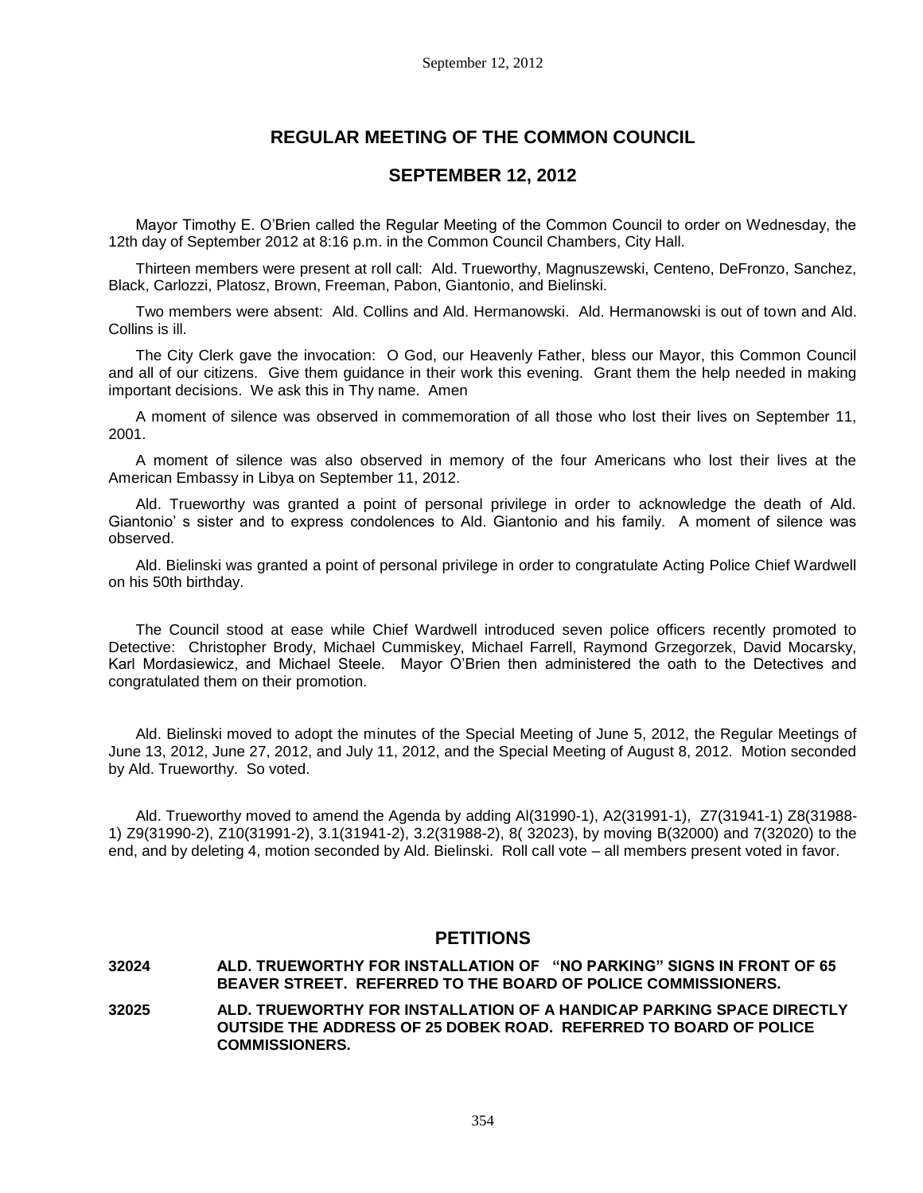# REGULAR MEETING OF THE COMMON COUNCIL

## SEPTEMBER 12, 2012

Mayor Timothy E. O'Brien called the Regular Meeting of the Common Council to order on Wednesday, the 12th day of September 2012 at 8:16 p.m. in the Common Council Chambers, City Hall.

Thirteen members were present at roll call: Ald. Trueworthy, Magnuszewski, Centeno, DeFronzo, Sanchez, Black, Carlozzi, Platosz, Brown, Freeman, Pabon, Giantonio, and Bielinski.

Two members were absent: Ald. Collins and Ald. Hermanowski. Ald. Hermanowski is out of town and Ald. Collins is ill.

The City Clerk gave the invocation: O God, our Heavenly Father, bless our Mayor, this Common Council and all of our citizens. Give them guidance in their work this evening. Grant them the help needed in making important decisions. We ask this in Thy name. Amen

A moment of silence was observed in commemoration of all those who lost their lives on September 11, 2001.

A moment of silence was also observed in memory of the four Americans who lost their lives at the American Embassy in Libya on September 11, 2012.

Ald. Trueworthy was granted a point of personal privilege in order to acknowledge the death of Ald. Giantonio' s sister and to express condolences to Ald. Giantonio and his family. A moment of silence was observed.

Ald. Bielinski was granted a point of personal privilege in order to congratulate Acting Police Chief Wardwell on his 50th birthday.

The Council stood at ease while Chief Wardwell introduced seven police officers recently promoted to Detective: Christopher Brody, Michael Cummiskey, Michael Farrell, Raymond Grzegorzek, David Mocarsky, Karl Mordasiewicz, and Michael Steele. Mayor O'Brien then administered the oath to the Detectives and congratulated them on their promotion.

Ald. Bielinski moved to adopt the minutes of the Special Meeting of June 5, 2012, the Regular Meetings of June 13, 2012, June 27, 2012, and July 11, 2012, and the Special Meeting of August 8, 2012. Motion seconded by Ald. Trueworthy. So voted.

Ald. Trueworthy moved to amend the Agenda by adding Al(31990-1), A2(31991-1), Z7(31941-1) Z8(31988-1) Z9(31990-2), Z10(31991-2), 3.1(31941-2), 3.2(31988-2), 8( 32023), by moving B(32000) and 7(32020) to the end, and by deleting 4, motion seconded by Ald. Bielinski. Roll call vote – all members present voted in favor.

## PETITIONS

**32024 ALD. TRUEWORTHY FOR INSTALLATION OF "NO PARKING" SIGNS IN FRONT OF 65 BEAVER STREET. REFERRED TO THE BOARD OF POLICE COMMISSIONERS.**

**32025 ALD. TRUEWORTHY FOR INSTALLATION OF A HANDICAP PARKING SPACE DIRECTLY OUTSIDE THE ADDRESS OF 25 DOBEK ROAD. REFERRED TO BOARD OF POLICE COMMISSIONERS.**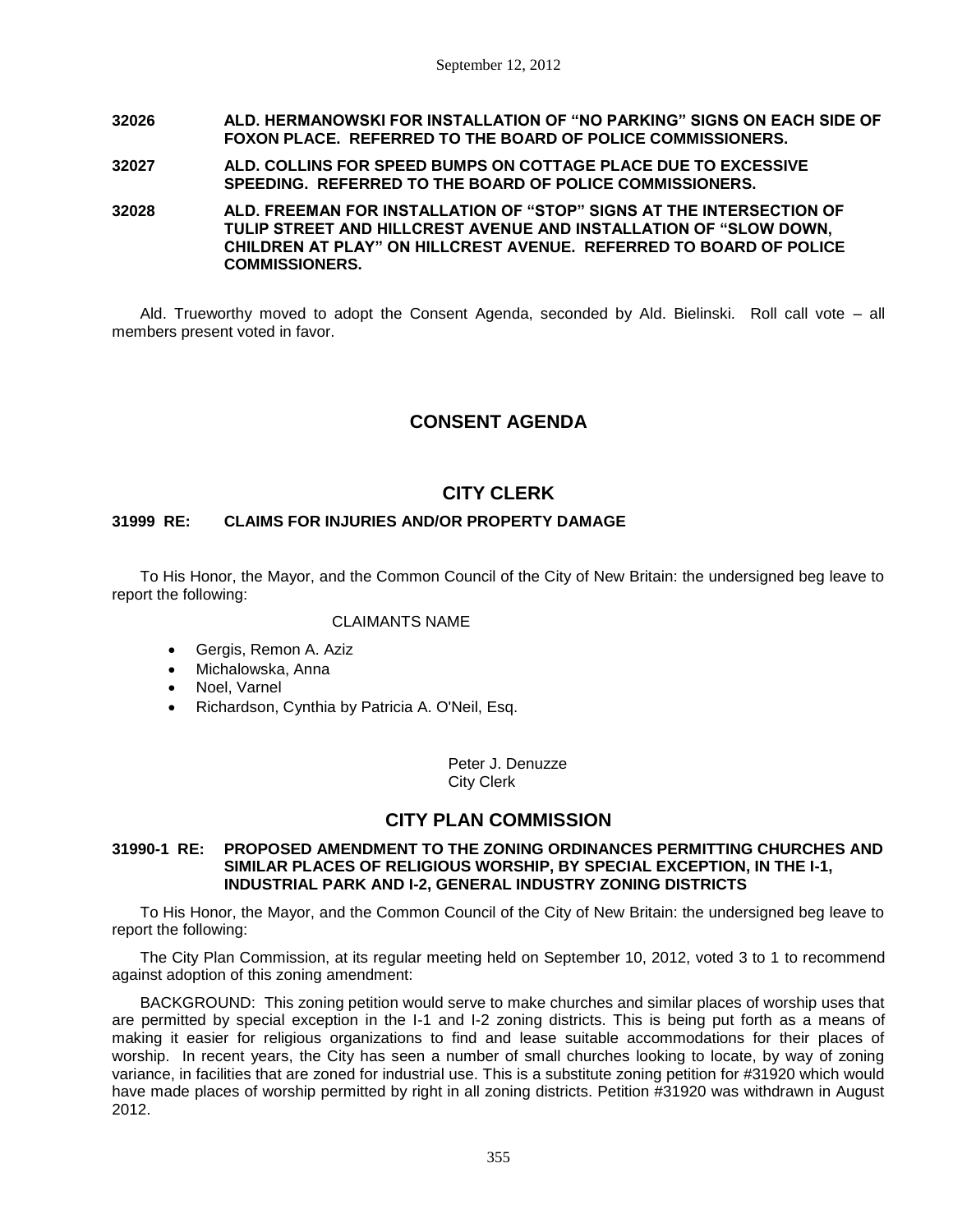**32026 ALD. HERMANOWSKI FOR INSTALLATION OF "NO PARKING" SIGNS ON EACH SIDE OF FOXON PLACE. REFERRED TO THE BOARD OF POLICE COMMISSIONERS.**

**32027 ALD. COLLINS FOR SPEED BUMPS ON COTTAGE PLACE DUE TO EXCESSIVE SPEEDING. REFERRED TO THE BOARD OF POLICE COMMISSIONERS.**

**32028 ALD. FREEMAN FOR INSTALLATION OF "STOP" SIGNS AT THE INTERSECTION OF TULIP STREET AND HILLCREST AVENUE AND INSTALLATION OF "SLOW DOWN, CHILDREN AT PLAY" ON HILLCREST AVENUE. REFERRED TO BOARD OF POLICE COMMISSIONERS.**

Ald. Trueworthy moved to adopt the Consent Agenda, seconded by Ald. Bielinski. Roll call vote – all members present voted in favor.

## CONSENT AGENDA

## CITY CLERK

### 31999 RE: CLAIMS FOR INJURIES AND/OR PROPERTY DAMAGE

To His Honor, the Mayor, and the Common Council of the City of New Britain: the undersigned beg leave to report the following:

CLAIMANTS NAME

- Gergis, Remon A. Aziz
- Michalowska, Anna
- Noel, Varnel
- Richardson, Cynthia by Patricia A. O'Neil, Esq.

Peter J. Denuzze
City Clerk

## CITY PLAN COMMISSION

### 31990-1 RE: PROPOSED AMENDMENT TO THE ZONING ORDINANCES PERMITTING CHURCHES AND SIMILAR PLACES OF RELIGIOUS WORSHIP, BY SPECIAL EXCEPTION, IN THE I-1, INDUSTRIAL PARK AND I-2, GENERAL INDUSTRY ZONING DISTRICTS

To His Honor, the Mayor, and the Common Council of the City of New Britain: the undersigned beg leave to report the following:

The City Plan Commission, at its regular meeting held on September 10, 2012, voted 3 to 1 to recommend against adoption of this zoning amendment:

BACKGROUND: This zoning petition would serve to make churches and similar places of worship uses that are permitted by special exception in the I-1 and I-2 zoning districts. This is being put forth as a means of making it easier for religious organizations to find and lease suitable accommodations for their places of worship. In recent years, the City has seen a number of small churches looking to locate, by way of zoning variance, in facilities that are zoned for industrial use. This is a substitute zoning petition for #31920 which would have made places of worship permitted by right in all zoning districts. Petition #31920 was withdrawn in August 2012.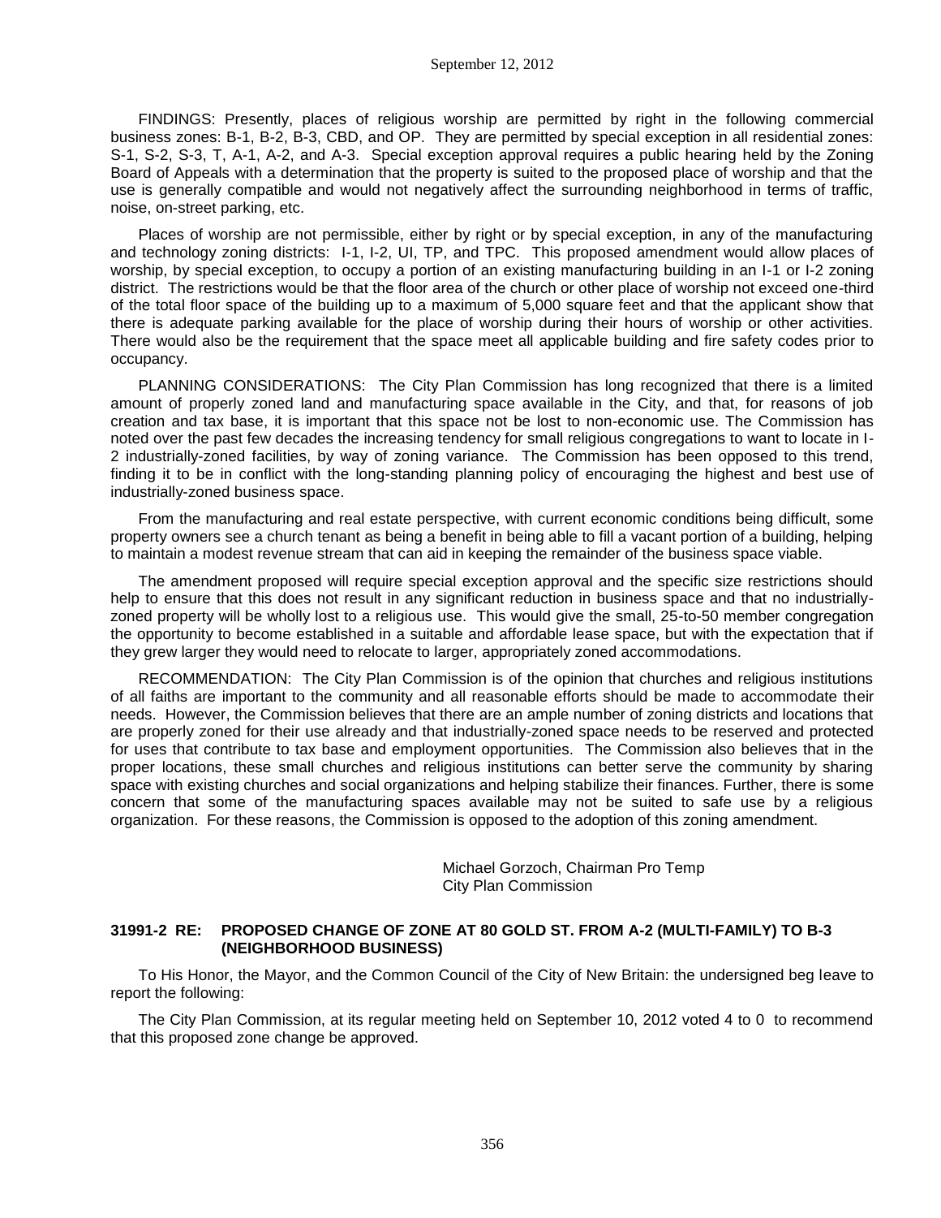FINDINGS: Presently, places of religious worship are permitted by right in the following commercial business zones: B-1, B-2, B-3, CBD, and OP. They are permitted by special exception in all residential zones: S-1, S-2, S-3, T, A-1, A-2, and A-3. Special exception approval requires a public hearing held by the Zoning Board of Appeals with a determination that the property is suited to the proposed place of worship and that the use is generally compatible and would not negatively affect the surrounding neighborhood in terms of traffic, noise, on-street parking, etc.

Places of worship are not permissible, either by right or by special exception, in any of the manufacturing and technology zoning districts: I-1, I-2, UI, TP, and TPC. This proposed amendment would allow places of worship, by special exception, to occupy a portion of an existing manufacturing building in an I-1 or I-2 zoning district. The restrictions would be that the floor area of the church or other place of worship not exceed one-third of the total floor space of the building up to a maximum of 5,000 square feet and that the applicant show that there is adequate parking available for the place of worship during their hours of worship or other activities. There would also be the requirement that the space meet all applicable building and fire safety codes prior to occupancy.

PLANNING CONSIDERATIONS: The City Plan Commission has long recognized that there is a limited amount of properly zoned land and manufacturing space available in the City, and that, for reasons of job creation and tax base, it is important that this space not be lost to non-economic use. The Commission has noted over the past few decades the increasing tendency for small religious congregations to want to locate in I-2 industrially-zoned facilities, by way of zoning variance. The Commission has been opposed to this trend, finding it to be in conflict with the long-standing planning policy of encouraging the highest and best use of industrially-zoned business space.

From the manufacturing and real estate perspective, with current economic conditions being difficult, some property owners see a church tenant as being a benefit in being able to fill a vacant portion of a building, helping to maintain a modest revenue stream that can aid in keeping the remainder of the business space viable.

The amendment proposed will require special exception approval and the specific size restrictions should help to ensure that this does not result in any significant reduction in business space and that no industrially-zoned property will be wholly lost to a religious use. This would give the small, 25-to-50 member congregation the opportunity to become established in a suitable and affordable lease space, but with the expectation that if they grew larger they would need to relocate to larger, appropriately zoned accommodations.

RECOMMENDATION: The City Plan Commission is of the opinion that churches and religious institutions of all faiths are important to the community and all reasonable efforts should be made to accommodate their needs. However, the Commission believes that there are an ample number of zoning districts and locations that are properly zoned for their use already and that industrially-zoned space needs to be reserved and protected for uses that contribute to tax base and employment opportunities. The Commission also believes that in the proper locations, these small churches and religious institutions can better serve the community by sharing space with existing churches and social organizations and helping stabilize their finances. Further, there is some concern that some of the manufacturing spaces available may not be suited to safe use by a religious organization. For these reasons, the Commission is opposed to the adoption of this zoning amendment.

Michael Gorzoch, Chairman Pro Temp
City Plan Commission

**31991-2 RE: PROPOSED CHANGE OF ZONE AT 80 GOLD ST. FROM A-2 (MULTI-FAMILY) TO B-3 (NEIGHBORHOOD BUSINESS)**

To His Honor, the Mayor, and the Common Council of the City of New Britain: the undersigned beg leave to report the following:

The City Plan Commission, at its regular meeting held on September 10, 2012 voted 4 to 0 to recommend that this proposed zone change be approved.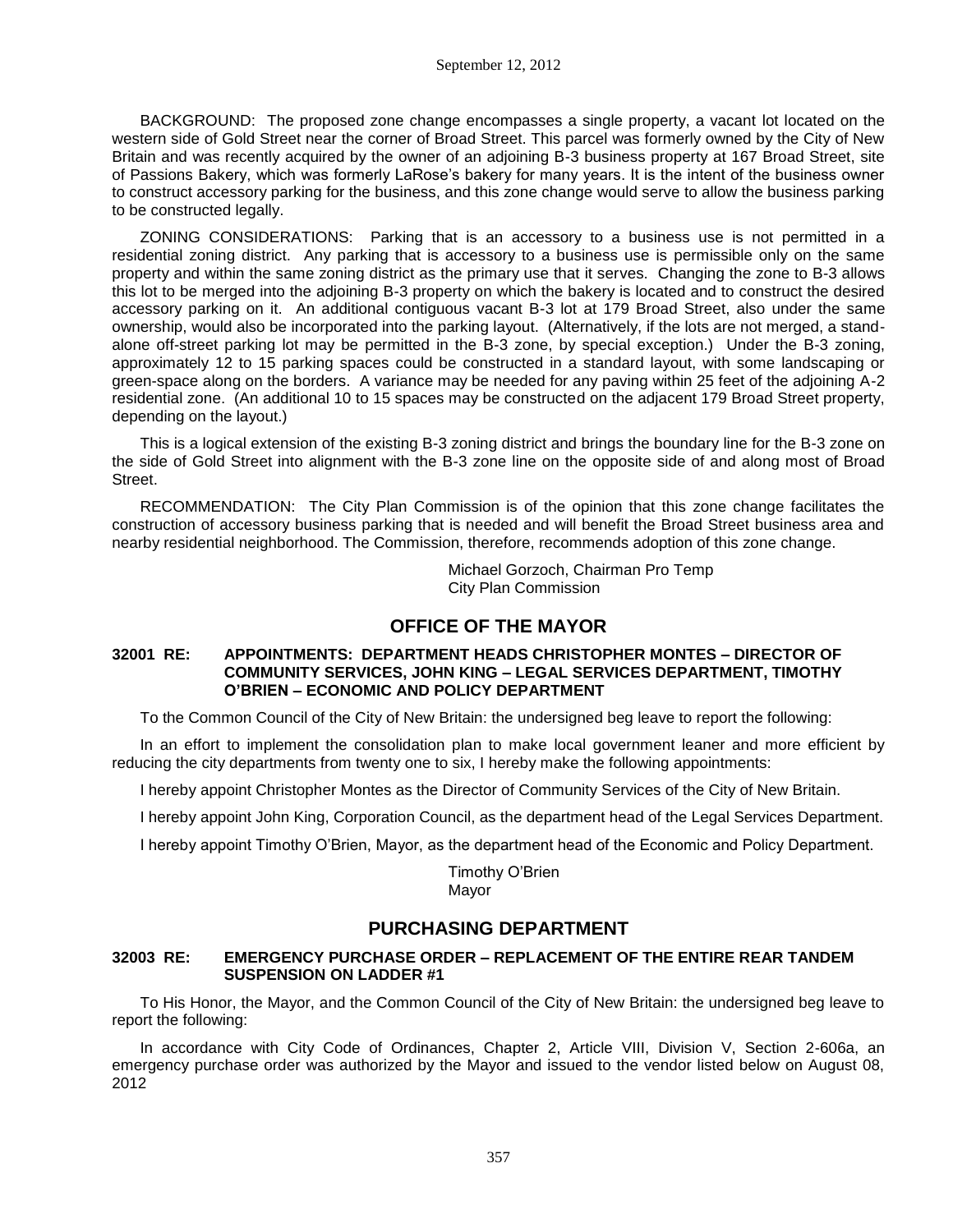BACKGROUND: The proposed zone change encompasses a single property, a vacant lot located on the western side of Gold Street near the corner of Broad Street. This parcel was formerly owned by the City of New Britain and was recently acquired by the owner of an adjoining B-3 business property at 167 Broad Street, site of Passions Bakery, which was formerly LaRose's bakery for many years. It is the intent of the business owner to construct accessory parking for the business, and this zone change would serve to allow the business parking to be constructed legally.

ZONING CONSIDERATIONS: Parking that is an accessory to a business use is not permitted in a residential zoning district. Any parking that is accessory to a business use is permissible only on the same property and within the same zoning district as the primary use that it serves. Changing the zone to B-3 allows this lot to be merged into the adjoining B-3 property on which the bakery is located and to construct the desired accessory parking on it. An additional contiguous vacant B-3 lot at 179 Broad Street, also under the same ownership, would also be incorporated into the parking layout. (Alternatively, if the lots are not merged, a stand-alone off-street parking lot may be permitted in the B-3 zone, by special exception.) Under the B-3 zoning, approximately 12 to 15 parking spaces could be constructed in a standard layout, with some landscaping or green-space along on the borders. A variance may be needed for any paving within 25 feet of the adjoining A-2 residential zone. (An additional 10 to 15 spaces may be constructed on the adjacent 179 Broad Street property, depending on the layout.)

This is a logical extension of the existing B-3 zoning district and brings the boundary line for the B-3 zone on the side of Gold Street into alignment with the B-3 zone line on the opposite side of and along most of Broad Street.

RECOMMENDATION: The City Plan Commission is of the opinion that this zone change facilitates the construction of accessory business parking that is needed and will benefit the Broad Street business area and nearby residential neighborhood. The Commission, therefore, recommends adoption of this zone change.

Michael Gorzoch, Chairman Pro Temp
City Plan Commission

## OFFICE OF THE MAYOR

### 32001 RE: APPOINTMENTS: DEPARTMENT HEADS CHRISTOPHER MONTES – DIRECTOR OF COMMUNITY SERVICES, JOHN KING – LEGAL SERVICES DEPARTMENT, TIMOTHY O'BRIEN – ECONOMIC AND POLICY DEPARTMENT

To the Common Council of the City of New Britain: the undersigned beg leave to report the following:

In an effort to implement the consolidation plan to make local government leaner and more efficient by reducing the city departments from twenty one to six, I hereby make the following appointments:

I hereby appoint Christopher Montes as the Director of Community Services of the City of New Britain.

I hereby appoint John King, Corporation Council, as the department head of the Legal Services Department.

I hereby appoint Timothy O'Brien, Mayor, as the department head of the Economic and Policy Department.

Timothy O'Brien
Mayor

## PURCHASING DEPARTMENT

### 32003 RE: EMERGENCY PURCHASE ORDER – REPLACEMENT OF THE ENTIRE REAR TANDEM SUSPENSION ON LADDER #1

To His Honor, the Mayor, and the Common Council of the City of New Britain: the undersigned beg leave to report the following:

In accordance with City Code of Ordinances, Chapter 2, Article VIII, Division V, Section 2-606a, an emergency purchase order was authorized by the Mayor and issued to the vendor listed below on August 08, 2012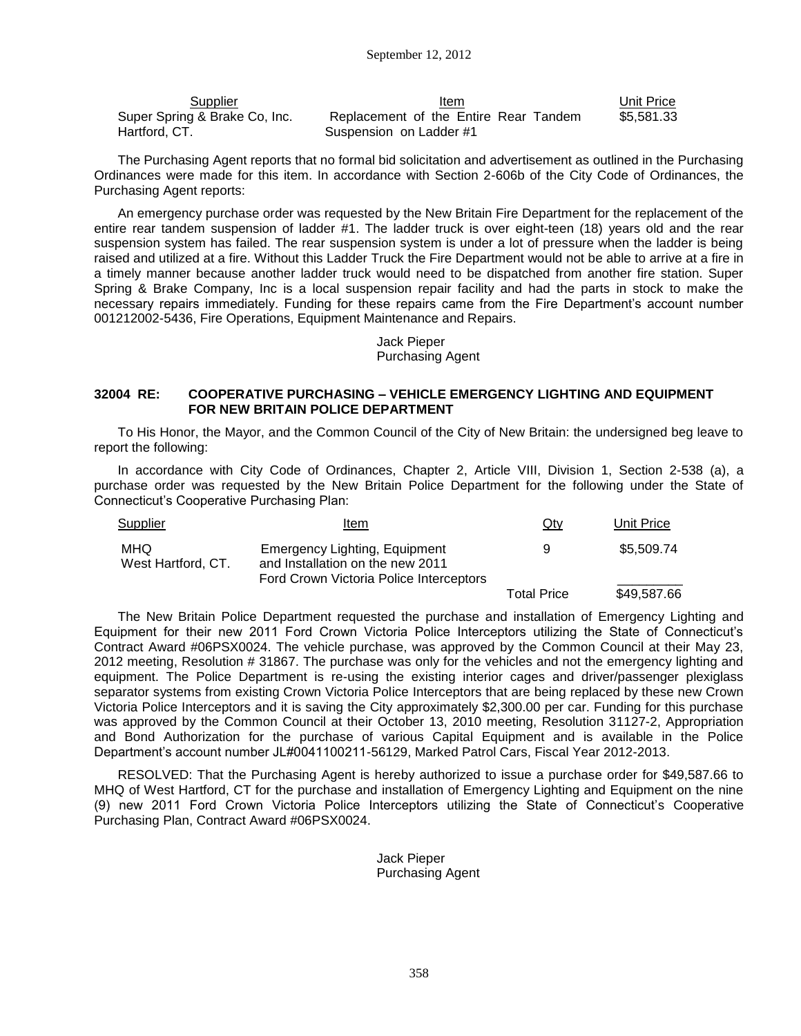| Supplier | Item | Unit Price |
|---|---|---|
| Super Spring & Brake Co, Inc. Hartford, CT. | Replacement of the Entire Rear Tandem Suspension on Ladder #1 | $5,581.33 |

The Purchasing Agent reports that no formal bid solicitation and advertisement as outlined in the Purchasing Ordinances were made for this item. In accordance with Section 2-606b of the City Code of Ordinances, the Purchasing Agent reports:

An emergency purchase order was requested by the New Britain Fire Department for the replacement of the entire rear tandem suspension of ladder #1. The ladder truck is over eight-teen (18) years old and the rear suspension system has failed. The rear suspension system is under a lot of pressure when the ladder is being raised and utilized at a fire. Without this Ladder Truck the Fire Department would not be able to arrive at a fire in a timely manner because another ladder truck would need to be dispatched from another fire station. Super Spring & Brake Company, Inc is a local suspension repair facility and had the parts in stock to make the necessary repairs immediately. Funding for these repairs came from the Fire Department's account number 001212002-5436, Fire Operations, Equipment Maintenance and Repairs.

Jack Pieper
Purchasing Agent

### 32004 RE: COOPERATIVE PURCHASING – VEHICLE EMERGENCY LIGHTING AND EQUIPMENT FOR NEW BRITAIN POLICE DEPARTMENT

To His Honor, the Mayor, and the Common Council of the City of New Britain: the undersigned beg leave to report the following:

In accordance with City Code of Ordinances, Chapter 2, Article VIII, Division 1, Section 2-538 (a), a purchase order was requested by the New Britain Police Department for the following under the State of Connecticut's Cooperative Purchasing Plan:

| Supplier | Item | Qty | Unit Price |
|---|---|---|---|
| MHQ West Hartford, CT. | Emergency Lighting, Equipment and Installation on the new 2011 Ford Crown Victoria Police Interceptors | 9 | $5,509.74 |
| | | Total Price | $49,587.66 |

The New Britain Police Department requested the purchase and installation of Emergency Lighting and Equipment for their new 2011 Ford Crown Victoria Police Interceptors utilizing the State of Connecticut's Contract Award #06PSX0024. The vehicle purchase, was approved by the Common Council at their May 23, 2012 meeting, Resolution # 31867. The purchase was only for the vehicles and not the emergency lighting and equipment. The Police Department is re-using the existing interior cages and driver/passenger plexiglass separator systems from existing Crown Victoria Police Interceptors that are being replaced by these new Crown Victoria Police Interceptors and it is saving the City approximately $2,300.00 per car. Funding for this purchase was approved by the Common Council at their October 13, 2010 meeting, Resolution 31127-2, Appropriation and Bond Authorization for the purchase of various Capital Equipment and is available in the Police Department's account number JL#0041100211-56129, Marked Patrol Cars, Fiscal Year 2012-2013.

RESOLVED: That the Purchasing Agent is hereby authorized to issue a purchase order for $49,587.66 to MHQ of West Hartford, CT for the purchase and installation of Emergency Lighting and Equipment on the nine (9) new 2011 Ford Crown Victoria Police Interceptors utilizing the State of Connecticut's Cooperative Purchasing Plan, Contract Award #06PSX0024.

Jack Pieper
Purchasing Agent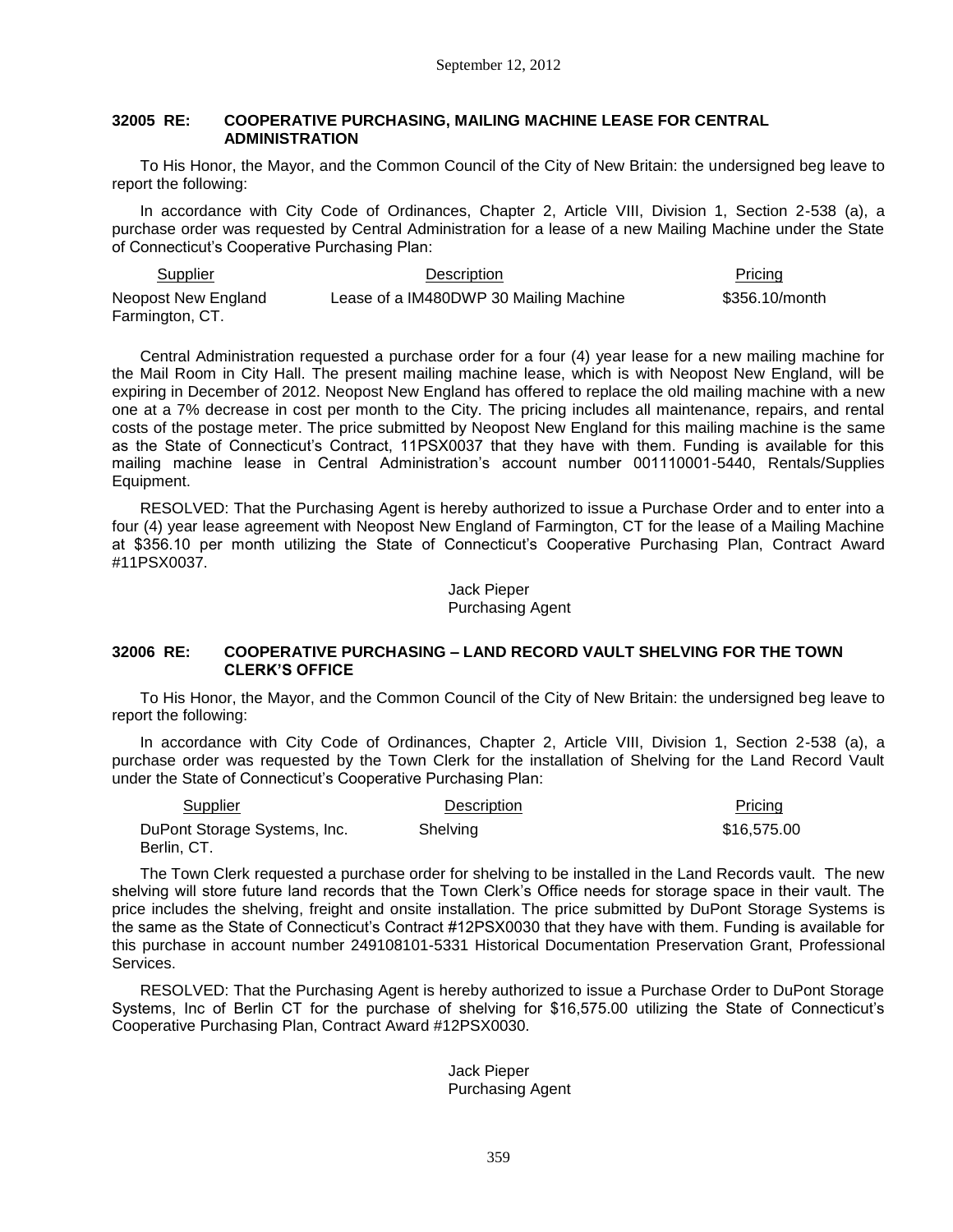### 32005 RE: COOPERATIVE PURCHASING, MAILING MACHINE LEASE FOR CENTRAL ADMINISTRATION

To His Honor, the Mayor, and the Common Council of the City of New Britain: the undersigned beg leave to report the following:

In accordance with City Code of Ordinances, Chapter 2, Article VIII, Division 1, Section 2-538 (a), a purchase order was requested by Central Administration for a lease of a new Mailing Machine under the State of Connecticut's Cooperative Purchasing Plan:

| Supplier | Description | Pricing |
|---|---|---|
| Neopost New England Farmington, CT. | Lease of a IM480DWP 30 Mailing Machine | \$356.10/month |

Central Administration requested a purchase order for a four (4) year lease for a new mailing machine for the Mail Room in City Hall. The present mailing machine lease, which is with Neopost New England, will be expiring in December of 2012. Neopost New England has offered to replace the old mailing machine with a new one at a 7% decrease in cost per month to the City. The pricing includes all maintenance, repairs, and rental costs of the postage meter. The price submitted by Neopost New England for this mailing machine is the same as the State of Connecticut's Contract, 11PSX0037 that they have with them. Funding is available for this mailing machine lease in Central Administration's account number 001110001-5440, Rentals/Supplies Equipment.

RESOLVED: That the Purchasing Agent is hereby authorized to issue a Purchase Order and to enter into a four (4) year lease agreement with Neopost New England of Farmington, CT for the lease of a Mailing Machine at \$356.10 per month utilizing the State of Connecticut's Cooperative Purchasing Plan, Contract Award #11PSX0037.

Jack Pieper
Purchasing Agent

### 32006 RE: COOPERATIVE PURCHASING – LAND RECORD VAULT SHELVING FOR THE TOWN CLERK'S OFFICE

To His Honor, the Mayor, and the Common Council of the City of New Britain: the undersigned beg leave to report the following:

In accordance with City Code of Ordinances, Chapter 2, Article VIII, Division 1, Section 2-538 (a), a purchase order was requested by the Town Clerk for the installation of Shelving for the Land Record Vault under the State of Connecticut's Cooperative Purchasing Plan:

| Supplier | Description | Pricing |
|---|---|---|
| DuPont Storage Systems, Inc. Berlin, CT. | Shelving | \$16,575.00 |

The Town Clerk requested a purchase order for shelving to be installed in the Land Records vault. The new shelving will store future land records that the Town Clerk's Office needs for storage space in their vault. The price includes the shelving, freight and onsite installation. The price submitted by DuPont Storage Systems is the same as the State of Connecticut's Contract #12PSX0030 that they have with them. Funding is available for this purchase in account number 249108101-5331 Historical Documentation Preservation Grant, Professional Services.

RESOLVED: That the Purchasing Agent is hereby authorized to issue a Purchase Order to DuPont Storage Systems, Inc of Berlin CT for the purchase of shelving for \$16,575.00 utilizing the State of Connecticut's Cooperative Purchasing Plan, Contract Award #12PSX0030.

Jack Pieper
Purchasing Agent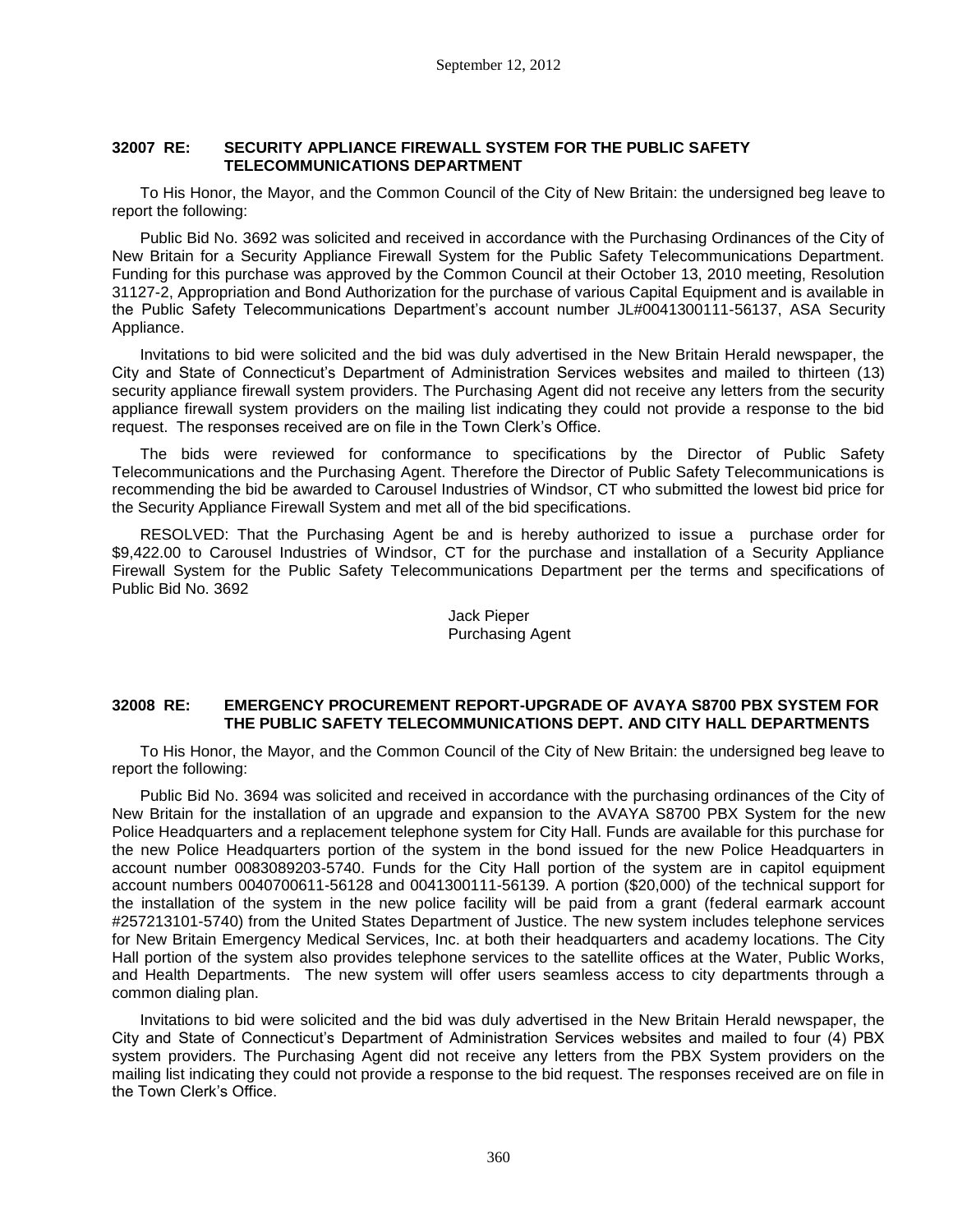### 32007 RE: SECURITY APPLIANCE FIREWALL SYSTEM FOR THE PUBLIC SAFETY TELECOMMUNICATIONS DEPARTMENT

To His Honor, the Mayor, and the Common Council of the City of New Britain: the undersigned beg leave to report the following:

Public Bid No. 3692 was solicited and received in accordance with the Purchasing Ordinances of the City of New Britain for a Security Appliance Firewall System for the Public Safety Telecommunications Department. Funding for this purchase was approved by the Common Council at their October 13, 2010 meeting, Resolution 31127-2, Appropriation and Bond Authorization for the purchase of various Capital Equipment and is available in the Public Safety Telecommunications Department's account number JL#0041300111-56137, ASA Security Appliance.

Invitations to bid were solicited and the bid was duly advertised in the New Britain Herald newspaper, the City and State of Connecticut's Department of Administration Services websites and mailed to thirteen (13) security appliance firewall system providers. The Purchasing Agent did not receive any letters from the security appliance firewall system providers on the mailing list indicating they could not provide a response to the bid request. The responses received are on file in the Town Clerk's Office.

The bids were reviewed for conformance to specifications by the Director of Public Safety Telecommunications and the Purchasing Agent. Therefore the Director of Public Safety Telecommunications is recommending the bid be awarded to Carousel Industries of Windsor, CT who submitted the lowest bid price for the Security Appliance Firewall System and met all of the bid specifications.

RESOLVED: That the Purchasing Agent be and is hereby authorized to issue a purchase order for $9,422.00 to Carousel Industries of Windsor, CT for the purchase and installation of a Security Appliance Firewall System for the Public Safety Telecommunications Department per the terms and specifications of Public Bid No. 3692

Jack Pieper
Purchasing Agent

### 32008 RE: EMERGENCY PROCUREMENT REPORT-UPGRADE OF AVAYA S8700 PBX SYSTEM FOR THE PUBLIC SAFETY TELECOMMUNICATIONS DEPT. AND CITY HALL DEPARTMENTS

To His Honor, the Mayor, and the Common Council of the City of New Britain: the undersigned beg leave to report the following:

Public Bid No. 3694 was solicited and received in accordance with the purchasing ordinances of the City of New Britain for the installation of an upgrade and expansion to the AVAYA S8700 PBX System for the new Police Headquarters and a replacement telephone system for City Hall. Funds are available for this purchase for the new Police Headquarters portion of the system in the bond issued for the new Police Headquarters in account number 0083089203-5740. Funds for the City Hall portion of the system are in capitol equipment account numbers 0040700611-56128 and 0041300111-56139. A portion ($20,000) of the technical support for the installation of the system in the new police facility will be paid from a grant (federal earmark account #257213101-5740) from the United States Department of Justice. The new system includes telephone services for New Britain Emergency Medical Services, Inc. at both their headquarters and academy locations. The City Hall portion of the system also provides telephone services to the satellite offices at the Water, Public Works, and Health Departments. The new system will offer users seamless access to city departments through a common dialing plan.

Invitations to bid were solicited and the bid was duly advertised in the New Britain Herald newspaper, the City and State of Connecticut's Department of Administration Services websites and mailed to four (4) PBX system providers. The Purchasing Agent did not receive any letters from the PBX System providers on the mailing list indicating they could not provide a response to the bid request. The responses received are on file in the Town Clerk's Office.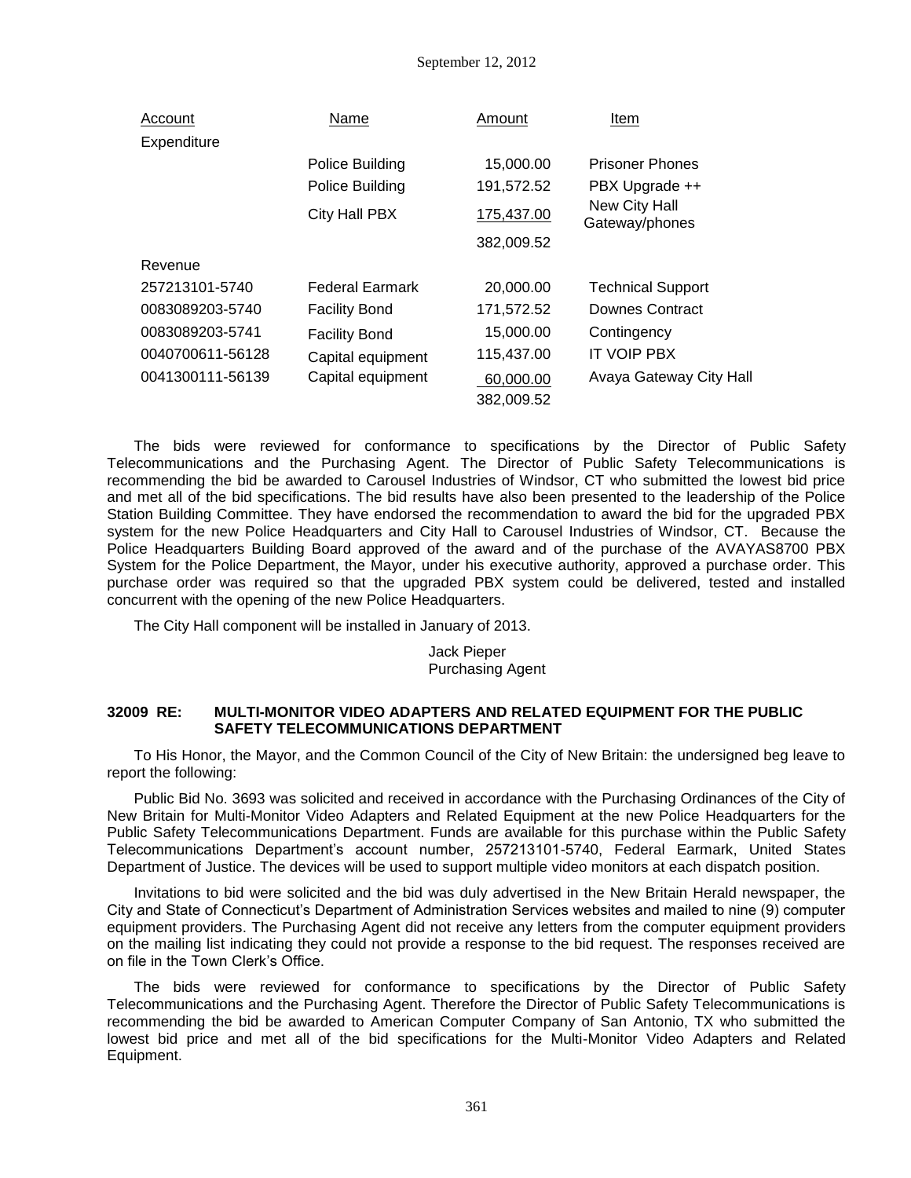| Account | Name | Amount | Item |
|---|---|---|---|
| Expenditure | | | |
| | Police Building | 15,000.00 | Prisoner Phones |
| | Police Building | 191,572.52 | PBX Upgrade ++ |
| | City Hall PBX | 175,437.00 | New City Hall Gateway/phones |
| | | 382,009.52 | |
| Revenue | | | |
| 257213101-5740 | Federal Earmark | 20,000.00 | Technical Support |
| 0083089203-5740 | Facility Bond | 171,572.52 | Downes Contract |
| 0083089203-5741 | Facility Bond | 15,000.00 | Contingency |
| 0040700611-56128 | Capital equipment | 115,437.00 | IT VOIP PBX |
| 0041300111-56139 | Capital equipment | 60,000.00 | Avaya Gateway City Hall |
| | | 382,009.52 | |

The bids were reviewed for conformance to specifications by the Director of Public Safety Telecommunications and the Purchasing Agent. The Director of Public Safety Telecommunications is recommending the bid be awarded to Carousel Industries of Windsor, CT who submitted the lowest bid price and met all of the bid specifications. The bid results have also been presented to the leadership of the Police Station Building Committee. They have endorsed the recommendation to award the bid for the upgraded PBX system for the new Police Headquarters and City Hall to Carousel Industries of Windsor, CT. Because the Police Headquarters Building Board approved of the award and of the purchase of the AVAYAS8700 PBX System for the Police Department, the Mayor, under his executive authority, approved a purchase order. This purchase order was required so that the upgraded PBX system could be delivered, tested and installed concurrent with the opening of the new Police Headquarters.

The City Hall component will be installed in January of 2013.

Jack Pieper
Purchasing Agent

**32009 RE: MULTI-MONITOR VIDEO ADAPTERS AND RELATED EQUIPMENT FOR THE PUBLIC SAFETY TELECOMMUNICATIONS DEPARTMENT**

To His Honor, the Mayor, and the Common Council of the City of New Britain: the undersigned beg leave to report the following:

Public Bid No. 3693 was solicited and received in accordance with the Purchasing Ordinances of the City of New Britain for Multi-Monitor Video Adapters and Related Equipment at the new Police Headquarters for the Public Safety Telecommunications Department. Funds are available for this purchase within the Public Safety Telecommunications Department's account number, 257213101-5740, Federal Earmark, United States Department of Justice. The devices will be used to support multiple video monitors at each dispatch position.

Invitations to bid were solicited and the bid was duly advertised in the New Britain Herald newspaper, the City and State of Connecticut's Department of Administration Services websites and mailed to nine (9) computer equipment providers. The Purchasing Agent did not receive any letters from the computer equipment providers on the mailing list indicating they could not provide a response to the bid request. The responses received are on file in the Town Clerk's Office.

The bids were reviewed for conformance to specifications by the Director of Public Safety Telecommunications and the Purchasing Agent. Therefore the Director of Public Safety Telecommunications is recommending the bid be awarded to American Computer Company of San Antonio, TX who submitted the lowest bid price and met all of the bid specifications for the Multi-Monitor Video Adapters and Related Equipment.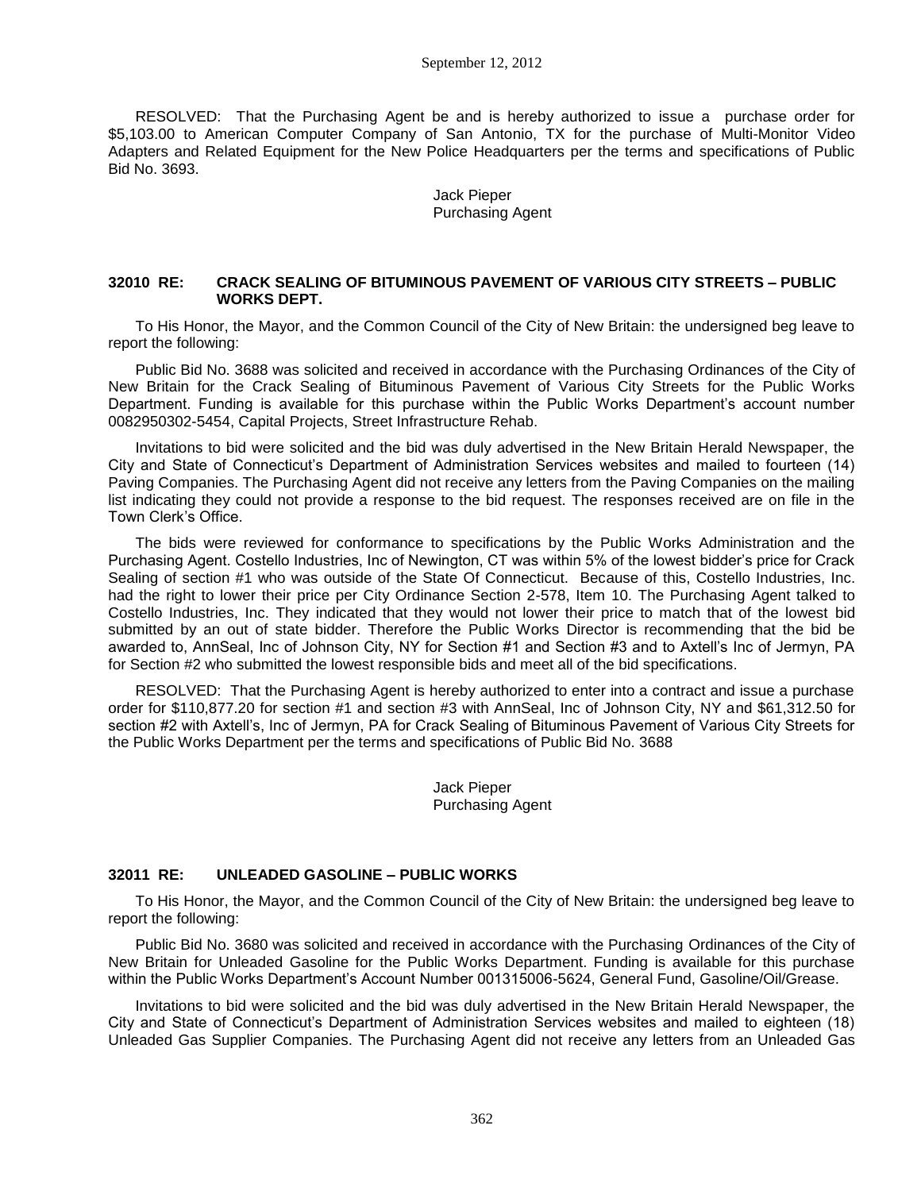RESOLVED: That the Purchasing Agent be and is hereby authorized to issue a purchase order for $5,103.00 to American Computer Company of San Antonio, TX for the purchase of Multi-Monitor Video Adapters and Related Equipment for the New Police Headquarters per the terms and specifications of Public Bid No. 3693.

Jack Pieper
Purchasing Agent

### 32010 RE: CRACK SEALING OF BITUMINOUS PAVEMENT OF VARIOUS CITY STREETS – PUBLIC WORKS DEPT.

To His Honor, the Mayor, and the Common Council of the City of New Britain: the undersigned beg leave to report the following:

Public Bid No. 3688 was solicited and received in accordance with the Purchasing Ordinances of the City of New Britain for the Crack Sealing of Bituminous Pavement of Various City Streets for the Public Works Department. Funding is available for this purchase within the Public Works Department's account number 0082950302-5454, Capital Projects, Street Infrastructure Rehab.

Invitations to bid were solicited and the bid was duly advertised in the New Britain Herald Newspaper, the City and State of Connecticut's Department of Administration Services websites and mailed to fourteen (14) Paving Companies. The Purchasing Agent did not receive any letters from the Paving Companies on the mailing list indicating they could not provide a response to the bid request. The responses received are on file in the Town Clerk's Office.

The bids were reviewed for conformance to specifications by the Public Works Administration and the Purchasing Agent. Costello Industries, Inc of Newington, CT was within 5% of the lowest bidder's price for Crack Sealing of section #1 who was outside of the State Of Connecticut. Because of this, Costello Industries, Inc. had the right to lower their price per City Ordinance Section 2-578, Item 10. The Purchasing Agent talked to Costello Industries, Inc. They indicated that they would not lower their price to match that of the lowest bid submitted by an out of state bidder. Therefore the Public Works Director is recommending that the bid be awarded to, AnnSeal, Inc of Johnson City, NY for Section #1 and Section #3 and to Axtell's Inc of Jermyn, PA for Section #2 who submitted the lowest responsible bids and meet all of the bid specifications.

RESOLVED: That the Purchasing Agent is hereby authorized to enter into a contract and issue a purchase order for $110,877.20 for section #1 and section #3 with AnnSeal, Inc of Johnson City, NY and $61,312.50 for section #2 with Axtell's, Inc of Jermyn, PA for Crack Sealing of Bituminous Pavement of Various City Streets for the Public Works Department per the terms and specifications of Public Bid No. 3688

Jack Pieper
Purchasing Agent

### 32011 RE: UNLEADED GASOLINE – PUBLIC WORKS

To His Honor, the Mayor, and the Common Council of the City of New Britain: the undersigned beg leave to report the following:

Public Bid No. 3680 was solicited and received in accordance with the Purchasing Ordinances of the City of New Britain for Unleaded Gasoline for the Public Works Department. Funding is available for this purchase within the Public Works Department's Account Number 001315006-5624, General Fund, Gasoline/Oil/Grease.

Invitations to bid were solicited and the bid was duly advertised in the New Britain Herald Newspaper, the City and State of Connecticut's Department of Administration Services websites and mailed to eighteen (18) Unleaded Gas Supplier Companies. The Purchasing Agent did not receive any letters from an Unleaded Gas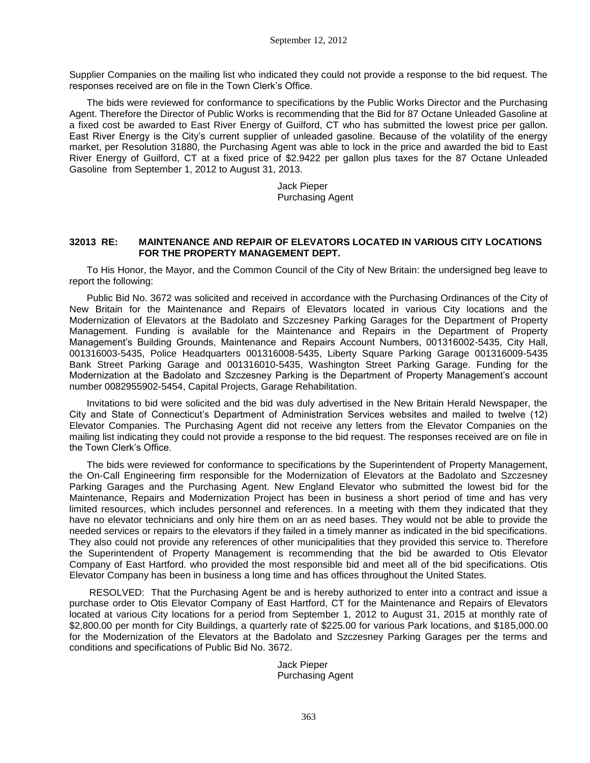Supplier Companies on the mailing list who indicated they could not provide a response to the bid request. The responses received are on file in the Town Clerk's Office.

The bids were reviewed for conformance to specifications by the Public Works Director and the Purchasing Agent. Therefore the Director of Public Works is recommending that the Bid for 87 Octane Unleaded Gasoline at a fixed cost be awarded to East River Energy of Guilford, CT who has submitted the lowest price per gallon. East River Energy is the City's current supplier of unleaded gasoline. Because of the volatility of the energy market, per Resolution 31880, the Purchasing Agent was able to lock in the price and awarded the bid to East River Energy of Guilford, CT at a fixed price of $2.9422 per gallon plus taxes for the 87 Octane Unleaded Gasoline from September 1, 2012 to August 31, 2013.

Jack Pieper
Purchasing Agent

**32013 RE: MAINTENANCE AND REPAIR OF ELEVATORS LOCATED IN VARIOUS CITY LOCATIONS FOR THE PROPERTY MANAGEMENT DEPT.**

To His Honor, the Mayor, and the Common Council of the City of New Britain: the undersigned beg leave to report the following:

Public Bid No. 3672 was solicited and received in accordance with the Purchasing Ordinances of the City of New Britain for the Maintenance and Repairs of Elevators located in various City locations and the Modernization of Elevators at the Badolato and Szczesney Parking Garages for the Department of Property Management. Funding is available for the Maintenance and Repairs in the Department of Property Management's Building Grounds, Maintenance and Repairs Account Numbers, 001316002-5435, City Hall, 001316003-5435, Police Headquarters 001316008-5435, Liberty Square Parking Garage 001316009-5435 Bank Street Parking Garage and 001316010-5435, Washington Street Parking Garage. Funding for the Modernization at the Badolato and Szczesney Parking is the Department of Property Management's account number 0082955902-5454, Capital Projects, Garage Rehabilitation.

Invitations to bid were solicited and the bid was duly advertised in the New Britain Herald Newspaper, the City and State of Connecticut's Department of Administration Services websites and mailed to twelve (12) Elevator Companies. The Purchasing Agent did not receive any letters from the Elevator Companies on the mailing list indicating they could not provide a response to the bid request. The responses received are on file in the Town Clerk's Office.

The bids were reviewed for conformance to specifications by the Superintendent of Property Management, the On-Call Engineering firm responsible for the Modernization of Elevators at the Badolato and Szczesney Parking Garages and the Purchasing Agent. New England Elevator who submitted the lowest bid for the Maintenance, Repairs and Modernization Project has been in business a short period of time and has very limited resources, which includes personnel and references. In a meeting with them they indicated that they have no elevator technicians and only hire them on an as need bases. They would not be able to provide the needed services or repairs to the elevators if they failed in a timely manner as indicated in the bid specifications. They also could not provide any references of other municipalities that they provided this service to. Therefore the Superintendent of Property Management is recommending that the bid be awarded to Otis Elevator Company of East Hartford. who provided the most responsible bid and meet all of the bid specifications. Otis Elevator Company has been in business a long time and has offices throughout the United States.

RESOLVED: That the Purchasing Agent be and is hereby authorized to enter into a contract and issue a purchase order to Otis Elevator Company of East Hartford, CT for the Maintenance and Repairs of Elevators located at various City locations for a period from September 1, 2012 to August 31, 2015 at monthly rate of $2,800.00 per month for City Buildings, a quarterly rate of $225.00 for various Park locations, and $185,000.00 for the Modernization of the Elevators at the Badolato and Szczesney Parking Garages per the terms and conditions and specifications of Public Bid No. 3672.

Jack Pieper
Purchasing Agent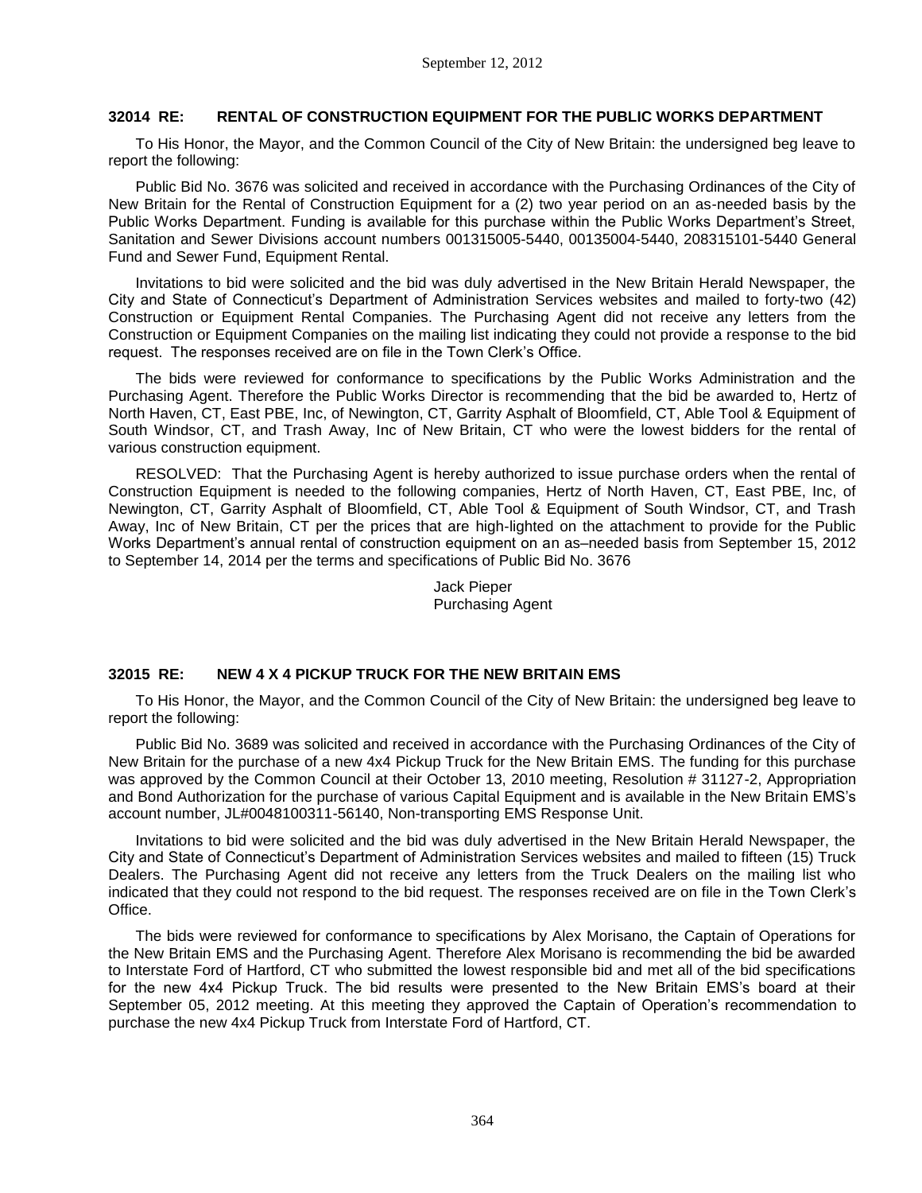### 32014 RE: RENTAL OF CONSTRUCTION EQUIPMENT FOR THE PUBLIC WORKS DEPARTMENT

To His Honor, the Mayor, and the Common Council of the City of New Britain: the undersigned beg leave to report the following:

Public Bid No. 3676 was solicited and received in accordance with the Purchasing Ordinances of the City of New Britain for the Rental of Construction Equipment for a (2) two year period on an as-needed basis by the Public Works Department. Funding is available for this purchase within the Public Works Department's Street, Sanitation and Sewer Divisions account numbers 001315005-5440, 00135004-5440, 208315101-5440 General Fund and Sewer Fund, Equipment Rental.

Invitations to bid were solicited and the bid was duly advertised in the New Britain Herald Newspaper, the City and State of Connecticut's Department of Administration Services websites and mailed to forty-two (42) Construction or Equipment Rental Companies. The Purchasing Agent did not receive any letters from the Construction or Equipment Companies on the mailing list indicating they could not provide a response to the bid request. The responses received are on file in the Town Clerk's Office.

The bids were reviewed for conformance to specifications by the Public Works Administration and the Purchasing Agent. Therefore the Public Works Director is recommending that the bid be awarded to, Hertz of North Haven, CT, East PBE, Inc, of Newington, CT, Garrity Asphalt of Bloomfield, CT, Able Tool & Equipment of South Windsor, CT, and Trash Away, Inc of New Britain, CT who were the lowest bidders for the rental of various construction equipment.

RESOLVED: That the Purchasing Agent is hereby authorized to issue purchase orders when the rental of Construction Equipment is needed to the following companies, Hertz of North Haven, CT, East PBE, Inc, of Newington, CT, Garrity Asphalt of Bloomfield, CT, Able Tool & Equipment of South Windsor, CT, and Trash Away, Inc of New Britain, CT per the prices that are high-lighted on the attachment to provide for the Public Works Department's annual rental of construction equipment on an as–needed basis from September 15, 2012 to September 14, 2014 per the terms and specifications of Public Bid No. 3676

Jack Pieper
Purchasing Agent

### 32015 RE: NEW 4 X 4 PICKUP TRUCK FOR THE NEW BRITAIN EMS

To His Honor, the Mayor, and the Common Council of the City of New Britain: the undersigned beg leave to report the following:

Public Bid No. 3689 was solicited and received in accordance with the Purchasing Ordinances of the City of New Britain for the purchase of a new 4x4 Pickup Truck for the New Britain EMS. The funding for this purchase was approved by the Common Council at their October 13, 2010 meeting, Resolution # 31127-2, Appropriation and Bond Authorization for the purchase of various Capital Equipment and is available in the New Britain EMS's account number, JL#0048100311-56140, Non-transporting EMS Response Unit.

Invitations to bid were solicited and the bid was duly advertised in the New Britain Herald Newspaper, the City and State of Connecticut's Department of Administration Services websites and mailed to fifteen (15) Truck Dealers. The Purchasing Agent did not receive any letters from the Truck Dealers on the mailing list who indicated that they could not respond to the bid request. The responses received are on file in the Town Clerk's Office.

The bids were reviewed for conformance to specifications by Alex Morisano, the Captain of Operations for the New Britain EMS and the Purchasing Agent. Therefore Alex Morisano is recommending the bid be awarded to Interstate Ford of Hartford, CT who submitted the lowest responsible bid and met all of the bid specifications for the new 4x4 Pickup Truck. The bid results were presented to the New Britain EMS's board at their September 05, 2012 meeting. At this meeting they approved the Captain of Operation's recommendation to purchase the new 4x4 Pickup Truck from Interstate Ford of Hartford, CT.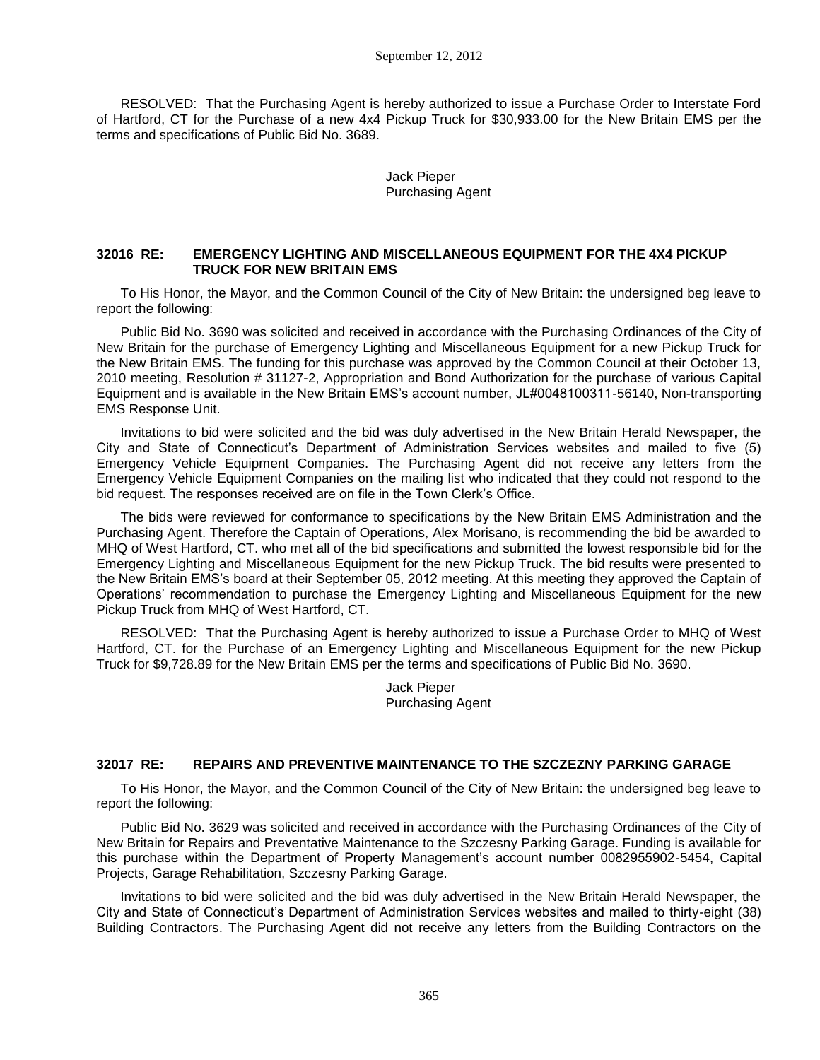RESOLVED: That the Purchasing Agent is hereby authorized to issue a Purchase Order to Interstate Ford of Hartford, CT for the Purchase of a new 4x4 Pickup Truck for $30,933.00 for the New Britain EMS per the terms and specifications of Public Bid No. 3689.

Jack Pieper
Purchasing Agent

**32016 RE: EMERGENCY LIGHTING AND MISCELLANEOUS EQUIPMENT FOR THE 4X4 PICKUP TRUCK FOR NEW BRITAIN EMS**

To His Honor, the Mayor, and the Common Council of the City of New Britain: the undersigned beg leave to report the following:

Public Bid No. 3690 was solicited and received in accordance with the Purchasing Ordinances of the City of New Britain for the purchase of Emergency Lighting and Miscellaneous Equipment for a new Pickup Truck for the New Britain EMS. The funding for this purchase was approved by the Common Council at their October 13, 2010 meeting, Resolution # 31127-2, Appropriation and Bond Authorization for the purchase of various Capital Equipment and is available in the New Britain EMS's account number, JL#0048100311-56140, Non-transporting EMS Response Unit.

Invitations to bid were solicited and the bid was duly advertised in the New Britain Herald Newspaper, the City and State of Connecticut's Department of Administration Services websites and mailed to five (5) Emergency Vehicle Equipment Companies. The Purchasing Agent did not receive any letters from the Emergency Vehicle Equipment Companies on the mailing list who indicated that they could not respond to the bid request. The responses received are on file in the Town Clerk's Office.

The bids were reviewed for conformance to specifications by the New Britain EMS Administration and the Purchasing Agent. Therefore the Captain of Operations, Alex Morisano, is recommending the bid be awarded to MHQ of West Hartford, CT. who met all of the bid specifications and submitted the lowest responsible bid for the Emergency Lighting and Miscellaneous Equipment for the new Pickup Truck. The bid results were presented to the New Britain EMS's board at their September 05, 2012 meeting. At this meeting they approved the Captain of Operations' recommendation to purchase the Emergency Lighting and Miscellaneous Equipment for the new Pickup Truck from MHQ of West Hartford, CT.

RESOLVED: That the Purchasing Agent is hereby authorized to issue a Purchase Order to MHQ of West Hartford, CT. for the Purchase of an Emergency Lighting and Miscellaneous Equipment for the new Pickup Truck for $9,728.89 for the New Britain EMS per the terms and specifications of Public Bid No. 3690.

Jack Pieper
Purchasing Agent

**32017 RE: REPAIRS AND PREVENTIVE MAINTENANCE TO THE SZCZEZNY PARKING GARAGE**

To His Honor, the Mayor, and the Common Council of the City of New Britain: the undersigned beg leave to report the following:

Public Bid No. 3629 was solicited and received in accordance with the Purchasing Ordinances of the City of New Britain for Repairs and Preventative Maintenance to the Szczesny Parking Garage. Funding is available for this purchase within the Department of Property Management's account number 0082955902-5454, Capital Projects, Garage Rehabilitation, Szczesny Parking Garage.

Invitations to bid were solicited and the bid was duly advertised in the New Britain Herald Newspaper, the City and State of Connecticut's Department of Administration Services websites and mailed to thirty-eight (38) Building Contractors. The Purchasing Agent did not receive any letters from the Building Contractors on the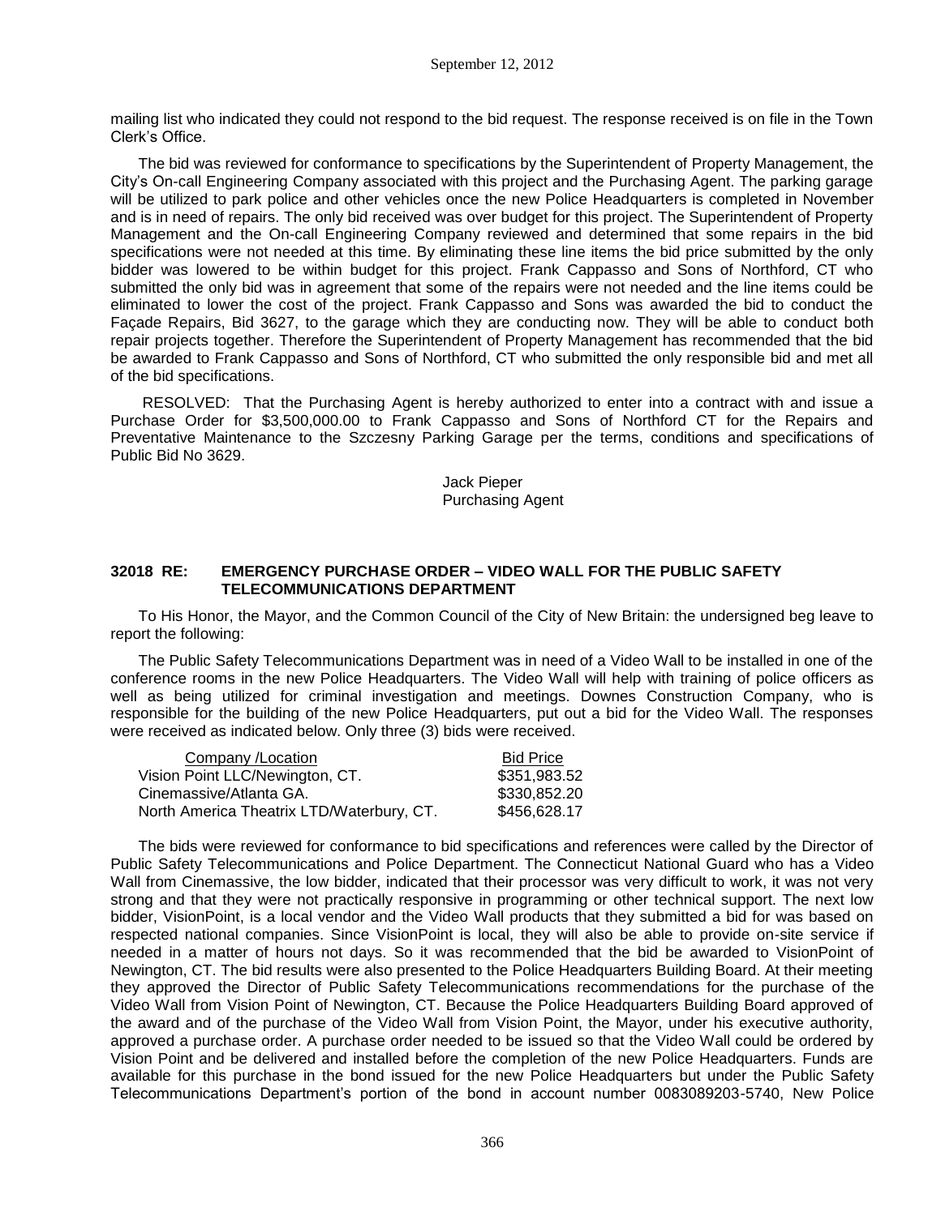mailing list who indicated they could not respond to the bid request. The response received is on file in the Town Clerk's Office.

The bid was reviewed for conformance to specifications by the Superintendent of Property Management, the City's On-call Engineering Company associated with this project and the Purchasing Agent. The parking garage will be utilized to park police and other vehicles once the new Police Headquarters is completed in November and is in need of repairs. The only bid received was over budget for this project. The Superintendent of Property Management and the On-call Engineering Company reviewed and determined that some repairs in the bid specifications were not needed at this time. By eliminating these line items the bid price submitted by the only bidder was lowered to be within budget for this project. Frank Cappasso and Sons of Northford, CT who submitted the only bid was in agreement that some of the repairs were not needed and the line items could be eliminated to lower the cost of the project. Frank Cappasso and Sons was awarded the bid to conduct the Façade Repairs, Bid 3627, to the garage which they are conducting now. They will be able to conduct both repair projects together. Therefore the Superintendent of Property Management has recommended that the bid be awarded to Frank Cappasso and Sons of Northford, CT who submitted the only responsible bid and met all of the bid specifications.

RESOLVED: That the Purchasing Agent is hereby authorized to enter into a contract with and issue a Purchase Order for $3,500,000.00 to Frank Cappasso and Sons of Northford CT for the Repairs and Preventative Maintenance to the Szczesny Parking Garage per the terms, conditions and specifications of Public Bid No 3629.

Jack Pieper
Purchasing Agent

### 32018 RE: EMERGENCY PURCHASE ORDER – VIDEO WALL FOR THE PUBLIC SAFETY TELECOMMUNICATIONS DEPARTMENT

To His Honor, the Mayor, and the Common Council of the City of New Britain: the undersigned beg leave to report the following:

The Public Safety Telecommunications Department was in need of a Video Wall to be installed in one of the conference rooms in the new Police Headquarters. The Video Wall will help with training of police officers as well as being utilized for criminal investigation and meetings. Downes Construction Company, who is responsible for the building of the new Police Headquarters, put out a bid for the Video Wall. The responses were received as indicated below. Only three (3) bids were received.

| Company /Location | Bid Price |
|---|---|
| Vision Point LLC/Newington, CT. | $351,983.52 |
| Cinemassive/Atlanta GA. | $330,852.20 |
| North America Theatrix LTD/Waterbury, CT. | $456,628.17 |

The bids were reviewed for conformance to bid specifications and references were called by the Director of Public Safety Telecommunications and Police Department. The Connecticut National Guard who has a Video Wall from Cinemassive, the low bidder, indicated that their processor was very difficult to work, it was not very strong and that they were not practically responsive in programming or other technical support. The next low bidder, VisionPoint, is a local vendor and the Video Wall products that they submitted a bid for was based on respected national companies. Since VisionPoint is local, they will also be able to provide on-site service if needed in a matter of hours not days. So it was recommended that the bid be awarded to VisionPoint of Newington, CT. The bid results were also presented to the Police Headquarters Building Board. At their meeting they approved the Director of Public Safety Telecommunications recommendations for the purchase of the Video Wall from Vision Point of Newington, CT. Because the Police Headquarters Building Board approved of the award and of the purchase of the Video Wall from Vision Point, the Mayor, under his executive authority, approved a purchase order. A purchase order needed to be issued so that the Video Wall could be ordered by Vision Point and be delivered and installed before the completion of the new Police Headquarters. Funds are available for this purchase in the bond issued for the new Police Headquarters but under the Public Safety Telecommunications Department's portion of the bond in account number 0083089203-5740, New Police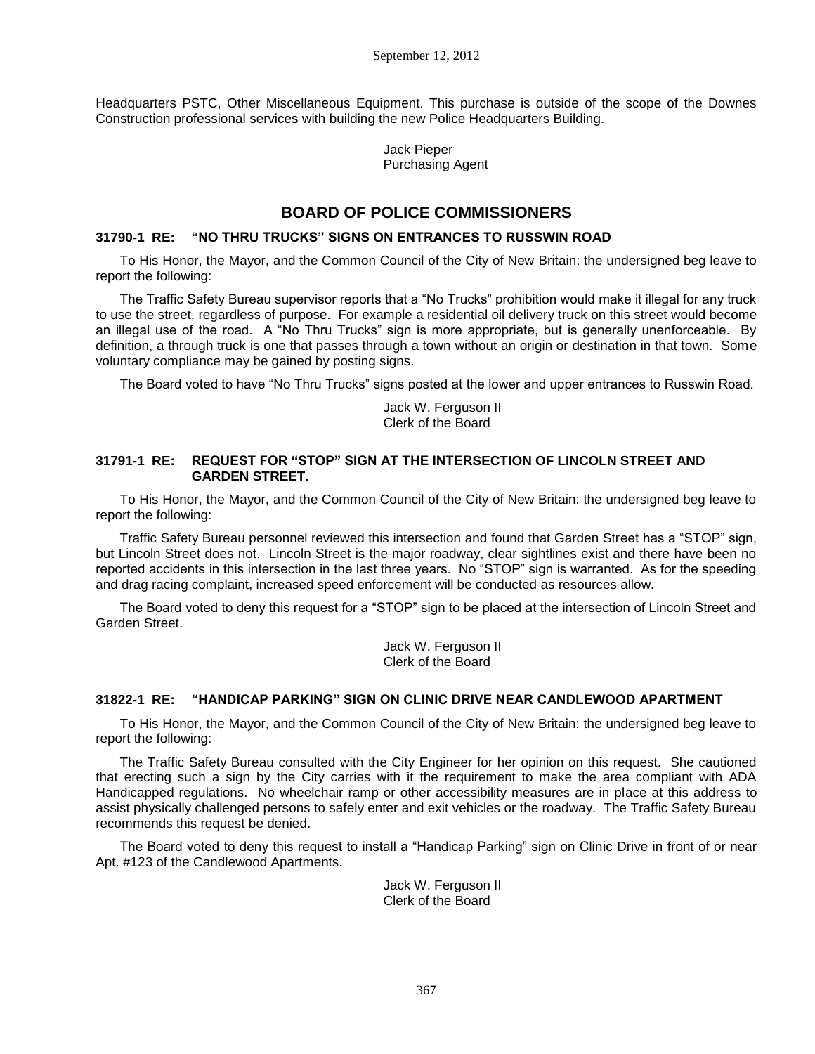Headquarters PSTC, Other Miscellaneous Equipment. This purchase is outside of the scope of the Downes Construction professional services with building the new Police Headquarters Building.

Jack Pieper
Purchasing Agent

## BOARD OF POLICE COMMISSIONERS

### 31790-1 RE: "NO THRU TRUCKS" SIGNS ON ENTRANCES TO RUSSWIN ROAD

To His Honor, the Mayor, and the Common Council of the City of New Britain: the undersigned beg leave to report the following:

The Traffic Safety Bureau supervisor reports that a "No Trucks" prohibition would make it illegal for any truck to use the street, regardless of purpose. For example a residential oil delivery truck on this street would become an illegal use of the road. A "No Thru Trucks" sign is more appropriate, but is generally unenforceable. By definition, a through truck is one that passes through a town without an origin or destination in that town. Some voluntary compliance may be gained by posting signs.

The Board voted to have "No Thru Trucks" signs posted at the lower and upper entrances to Russwin Road.

Jack W. Ferguson II
Clerk of the Board

### 31791-1 RE: REQUEST FOR "STOP" SIGN AT THE INTERSECTION OF LINCOLN STREET AND GARDEN STREET.

To His Honor, the Mayor, and the Common Council of the City of New Britain: the undersigned beg leave to report the following:

Traffic Safety Bureau personnel reviewed this intersection and found that Garden Street has a "STOP" sign, but Lincoln Street does not. Lincoln Street is the major roadway, clear sightlines exist and there have been no reported accidents in this intersection in the last three years. No "STOP" sign is warranted. As for the speeding and drag racing complaint, increased speed enforcement will be conducted as resources allow.

The Board voted to deny this request for a "STOP" sign to be placed at the intersection of Lincoln Street and Garden Street.

Jack W. Ferguson II
Clerk of the Board

### 31822-1 RE: "HANDICAP PARKING" SIGN ON CLINIC DRIVE NEAR CANDLEWOOD APARTMENT

To His Honor, the Mayor, and the Common Council of the City of New Britain: the undersigned beg leave to report the following:

The Traffic Safety Bureau consulted with the City Engineer for her opinion on this request. She cautioned that erecting such a sign by the City carries with it the requirement to make the area compliant with ADA Handicapped regulations. No wheelchair ramp or other accessibility measures are in place at this address to assist physically challenged persons to safely enter and exit vehicles or the roadway. The Traffic Safety Bureau recommends this request be denied.

The Board voted to deny this request to install a "Handicap Parking" sign on Clinic Drive in front of or near Apt. #123 of the Candlewood Apartments.

Jack W. Ferguson II
Clerk of the Board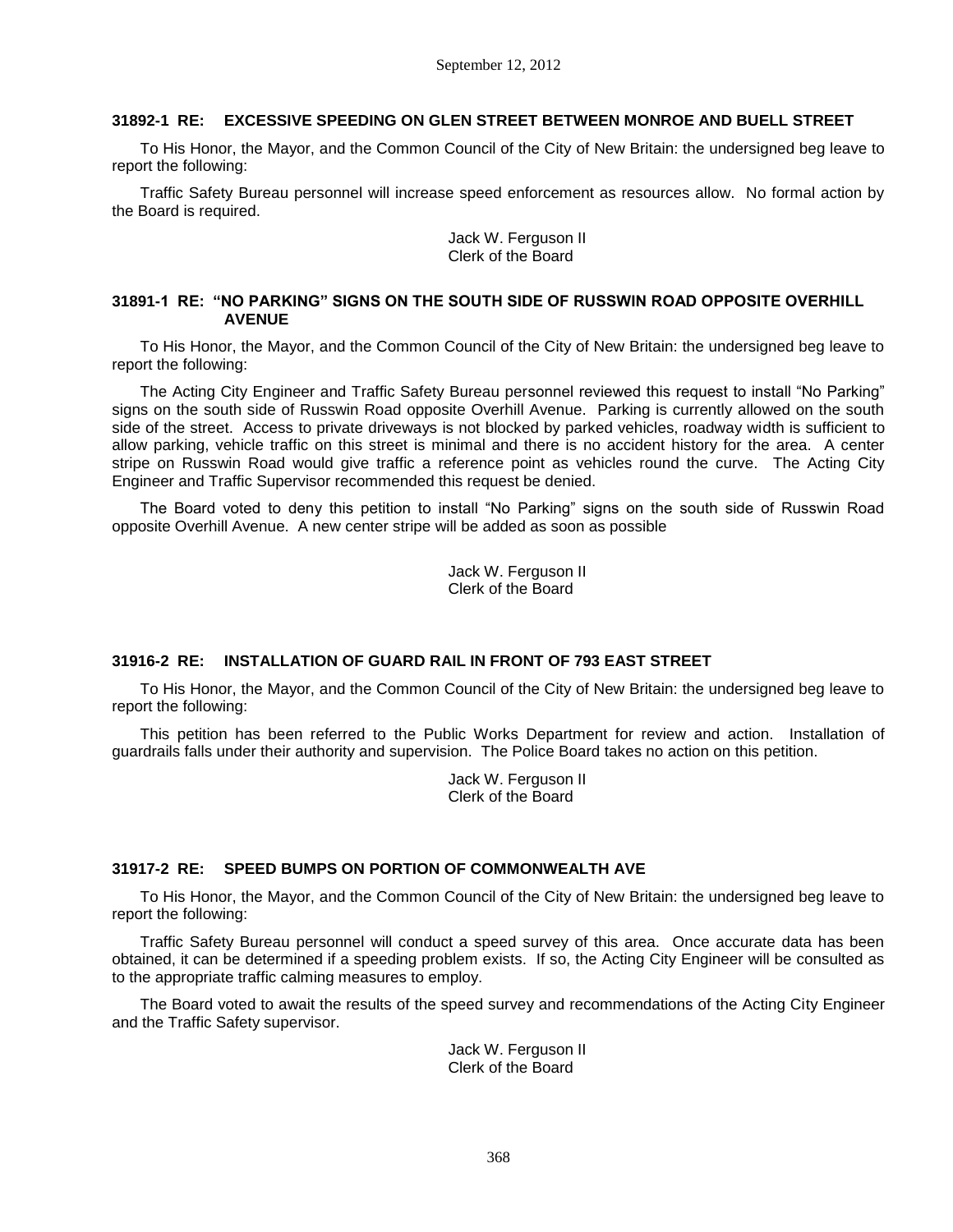### 31892-1 RE: EXCESSIVE SPEEDING ON GLEN STREET BETWEEN MONROE AND BUELL STREET

To His Honor, the Mayor, and the Common Council of the City of New Britain: the undersigned beg leave to report the following:

Traffic Safety Bureau personnel will increase speed enforcement as resources allow. No formal action by the Board is required.

Jack W. Ferguson II
Clerk of the Board

### 31891-1 RE: "NO PARKING" SIGNS ON THE SOUTH SIDE OF RUSSWIN ROAD OPPOSITE OVERHILL AVENUE

To His Honor, the Mayor, and the Common Council of the City of New Britain: the undersigned beg leave to report the following:

The Acting City Engineer and Traffic Safety Bureau personnel reviewed this request to install "No Parking" signs on the south side of Russwin Road opposite Overhill Avenue. Parking is currently allowed on the south side of the street. Access to private driveways is not blocked by parked vehicles, roadway width is sufficient to allow parking, vehicle traffic on this street is minimal and there is no accident history for the area. A center stripe on Russwin Road would give traffic a reference point as vehicles round the curve. The Acting City Engineer and Traffic Supervisor recommended this request be denied.

The Board voted to deny this petition to install "No Parking" signs on the south side of Russwin Road opposite Overhill Avenue. A new center stripe will be added as soon as possible

Jack W. Ferguson II
Clerk of the Board

### 31916-2 RE: INSTALLATION OF GUARD RAIL IN FRONT OF 793 EAST STREET

To His Honor, the Mayor, and the Common Council of the City of New Britain: the undersigned beg leave to report the following:

This petition has been referred to the Public Works Department for review and action. Installation of guardrails falls under their authority and supervision. The Police Board takes no action on this petition.

Jack W. Ferguson II
Clerk of the Board

### 31917-2 RE: SPEED BUMPS ON PORTION OF COMMONWEALTH AVE

To His Honor, the Mayor, and the Common Council of the City of New Britain: the undersigned beg leave to report the following:

Traffic Safety Bureau personnel will conduct a speed survey of this area. Once accurate data has been obtained, it can be determined if a speeding problem exists. If so, the Acting City Engineer will be consulted as to the appropriate traffic calming measures to employ.

The Board voted to await the results of the speed survey and recommendations of the Acting City Engineer and the Traffic Safety supervisor.

Jack W. Ferguson II
Clerk of the Board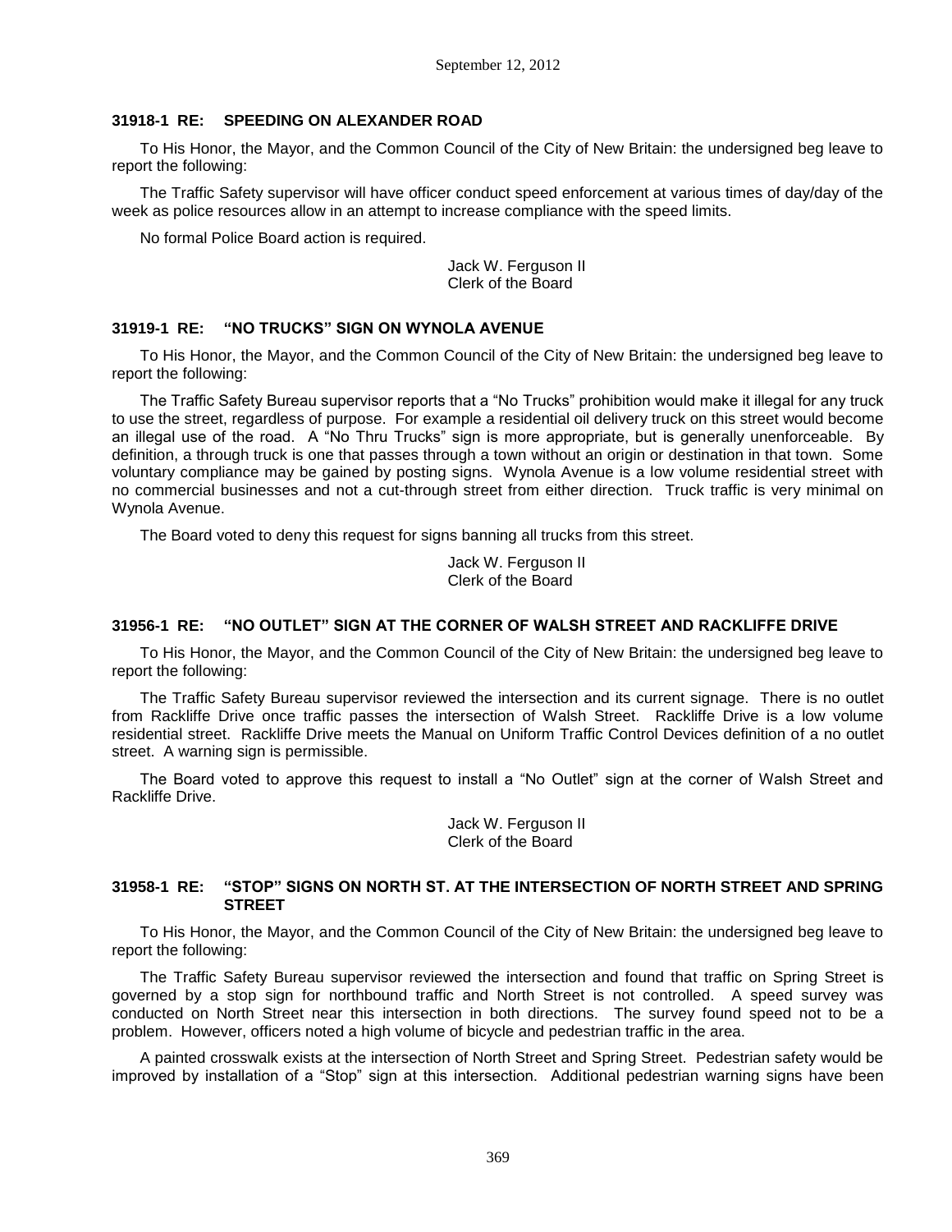### 31918-1 RE: SPEEDING ON ALEXANDER ROAD

To His Honor, the Mayor, and the Common Council of the City of New Britain: the undersigned beg leave to report the following:

The Traffic Safety supervisor will have officer conduct speed enforcement at various times of day/day of the week as police resources allow in an attempt to increase compliance with the speed limits.

No formal Police Board action is required.

Jack W. Ferguson II
Clerk of the Board

### 31919-1 RE: "NO TRUCKS" SIGN ON WYNOLA AVENUE

To His Honor, the Mayor, and the Common Council of the City of New Britain: the undersigned beg leave to report the following:

The Traffic Safety Bureau supervisor reports that a "No Trucks" prohibition would make it illegal for any truck to use the street, regardless of purpose. For example a residential oil delivery truck on this street would become an illegal use of the road. A "No Thru Trucks" sign is more appropriate, but is generally unenforceable. By definition, a through truck is one that passes through a town without an origin or destination in that town. Some voluntary compliance may be gained by posting signs. Wynola Avenue is a low volume residential street with no commercial businesses and not a cut-through street from either direction. Truck traffic is very minimal on Wynola Avenue.

The Board voted to deny this request for signs banning all trucks from this street.

Jack W. Ferguson II
Clerk of the Board

### 31956-1 RE: "NO OUTLET" SIGN AT THE CORNER OF WALSH STREET AND RACKLIFFE DRIVE

To His Honor, the Mayor, and the Common Council of the City of New Britain: the undersigned beg leave to report the following:

The Traffic Safety Bureau supervisor reviewed the intersection and its current signage. There is no outlet from Rackliffe Drive once traffic passes the intersection of Walsh Street. Rackliffe Drive is a low volume residential street. Rackliffe Drive meets the Manual on Uniform Traffic Control Devices definition of a no outlet street. A warning sign is permissible.

The Board voted to approve this request to install a "No Outlet" sign at the corner of Walsh Street and Rackliffe Drive.

Jack W. Ferguson II
Clerk of the Board

### 31958-1 RE: "STOP" SIGNS ON NORTH ST. AT THE INTERSECTION OF NORTH STREET AND SPRING STREET

To His Honor, the Mayor, and the Common Council of the City of New Britain: the undersigned beg leave to report the following:

The Traffic Safety Bureau supervisor reviewed the intersection and found that traffic on Spring Street is governed by a stop sign for northbound traffic and North Street is not controlled. A speed survey was conducted on North Street near this intersection in both directions. The survey found speed not to be a problem. However, officers noted a high volume of bicycle and pedestrian traffic in the area.

A painted crosswalk exists at the intersection of North Street and Spring Street. Pedestrian safety would be improved by installation of a "Stop" sign at this intersection. Additional pedestrian warning signs have been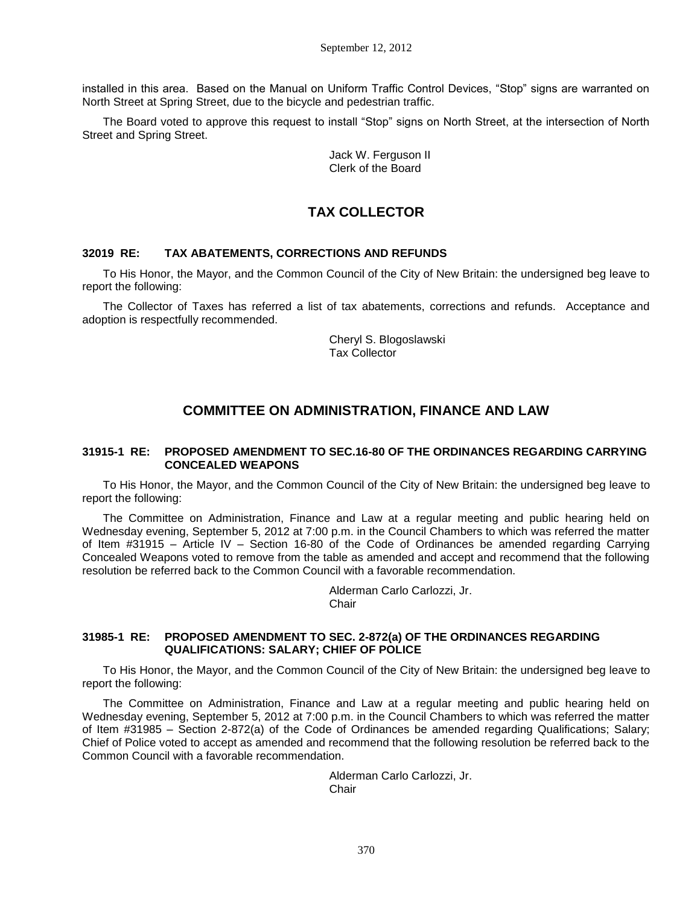installed in this area. Based on the Manual on Uniform Traffic Control Devices, "Stop" signs are warranted on North Street at Spring Street, due to the bicycle and pedestrian traffic.

The Board voted to approve this request to install "Stop" signs on North Street, at the intersection of North Street and Spring Street.

Jack W. Ferguson II
Clerk of the Board

## TAX COLLECTOR

### 32019 RE: TAX ABATEMENTS, CORRECTIONS AND REFUNDS

To His Honor, the Mayor, and the Common Council of the City of New Britain: the undersigned beg leave to report the following:

The Collector of Taxes has referred a list of tax abatements, corrections and refunds. Acceptance and adoption is respectfully recommended.

Cheryl S. Blogoslawski
Tax Collector

## COMMITTEE ON ADMINISTRATION, FINANCE AND LAW

### 31915-1 RE: PROPOSED AMENDMENT TO SEC.16-80 OF THE ORDINANCES REGARDING CARRYING CONCEALED WEAPONS

To His Honor, the Mayor, and the Common Council of the City of New Britain: the undersigned beg leave to report the following:

The Committee on Administration, Finance and Law at a regular meeting and public hearing held on Wednesday evening, September 5, 2012 at 7:00 p.m. in the Council Chambers to which was referred the matter of Item #31915 – Article IV – Section 16-80 of the Code of Ordinances be amended regarding Carrying Concealed Weapons voted to remove from the table as amended and accept and recommend that the following resolution be referred back to the Common Council with a favorable recommendation.

Alderman Carlo Carlozzi, Jr.
Chair

### 31985-1 RE: PROPOSED AMENDMENT TO SEC. 2-872(a) OF THE ORDINANCES REGARDING QUALIFICATIONS: SALARY; CHIEF OF POLICE

To His Honor, the Mayor, and the Common Council of the City of New Britain: the undersigned beg leave to report the following:

The Committee on Administration, Finance and Law at a regular meeting and public hearing held on Wednesday evening, September 5, 2012 at 7:00 p.m. in the Council Chambers to which was referred the matter of Item #31985 – Section 2-872(a) of the Code of Ordinances be amended regarding Qualifications; Salary; Chief of Police voted to accept as amended and recommend that the following resolution be referred back to the Common Council with a favorable recommendation.

Alderman Carlo Carlozzi, Jr.
Chair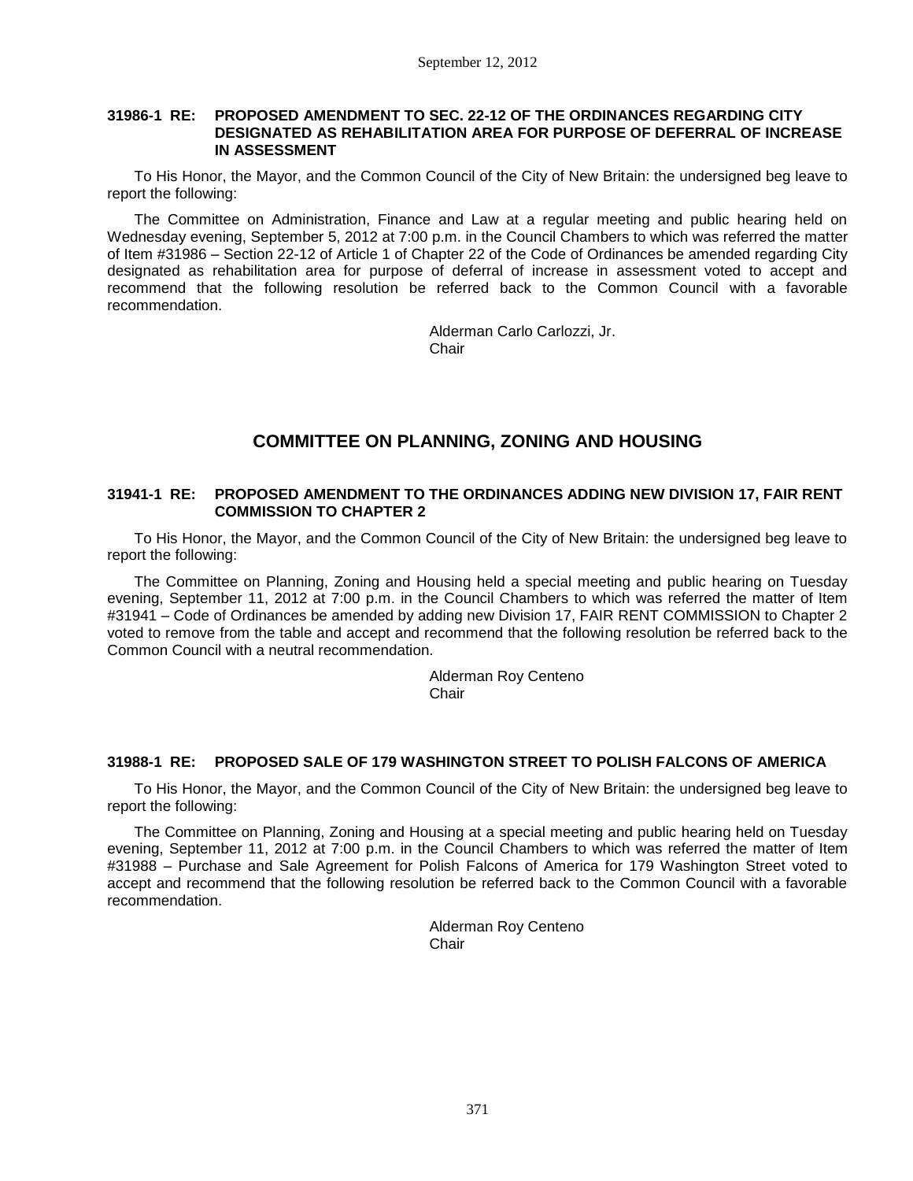**31986-1 RE: PROPOSED AMENDMENT TO SEC. 22-12 OF THE ORDINANCES REGARDING CITY DESIGNATED AS REHABILITATION AREA FOR PURPOSE OF DEFERRAL OF INCREASE IN ASSESSMENT**

To His Honor, the Mayor, and the Common Council of the City of New Britain: the undersigned beg leave to report the following:

The Committee on Administration, Finance and Law at a regular meeting and public hearing held on Wednesday evening, September 5, 2012 at 7:00 p.m. in the Council Chambers to which was referred the matter of Item #31986 – Section 22-12 of Article 1 of Chapter 22 of the Code of Ordinances be amended regarding City designated as rehabilitation area for purpose of deferral of increase in assessment voted to accept and recommend that the following resolution be referred back to the Common Council with a favorable recommendation.

Alderman Carlo Carlozzi, Jr.
Chair

## COMMITTEE ON PLANNING, ZONING AND HOUSING

**31941-1 RE: PROPOSED AMENDMENT TO THE ORDINANCES ADDING NEW DIVISION 17, FAIR RENT COMMISSION TO CHAPTER 2**

To His Honor, the Mayor, and the Common Council of the City of New Britain: the undersigned beg leave to report the following:

The Committee on Planning, Zoning and Housing held a special meeting and public hearing on Tuesday evening, September 11, 2012 at 7:00 p.m. in the Council Chambers to which was referred the matter of Item #31941 – Code of Ordinances be amended by adding new Division 17, FAIR RENT COMMISSION to Chapter 2 voted to remove from the table and accept and recommend that the following resolution be referred back to the Common Council with a neutral recommendation.

Alderman Roy Centeno
Chair

**31988-1 RE: PROPOSED SALE OF 179 WASHINGTON STREET TO POLISH FALCONS OF AMERICA**

To His Honor, the Mayor, and the Common Council of the City of New Britain: the undersigned beg leave to report the following:

The Committee on Planning, Zoning and Housing at a special meeting and public hearing held on Tuesday evening, September 11, 2012 at 7:00 p.m. in the Council Chambers to which was referred the matter of Item #31988 – Purchase and Sale Agreement for Polish Falcons of America for 179 Washington Street voted to accept and recommend that the following resolution be referred back to the Common Council with a favorable recommendation.

Alderman Roy Centeno
Chair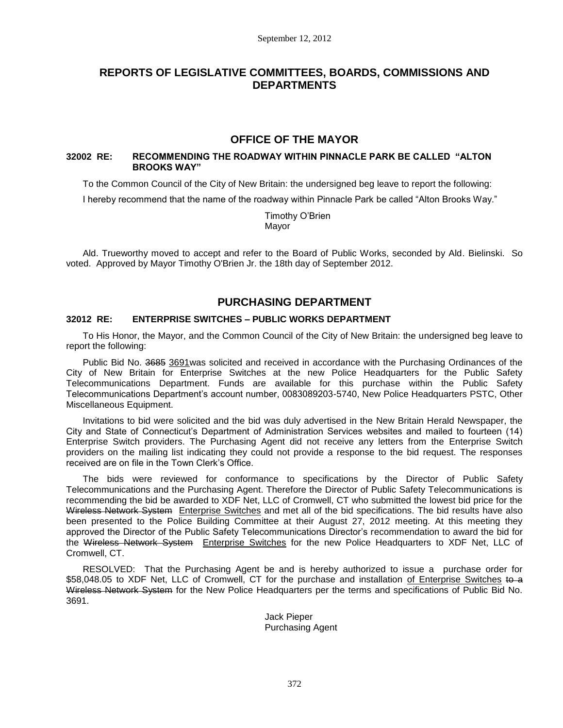# REPORTS OF LEGISLATIVE COMMITTEES, BOARDS, COMMISSIONS AND DEPARTMENTS

## OFFICE OF THE MAYOR

### 32002 RE: RECOMMENDING THE ROADWAY WITHIN PINNACLE PARK BE CALLED "ALTON BROOKS WAY"

To the Common Council of the City of New Britain: the undersigned beg leave to report the following:

I hereby recommend that the name of the roadway within Pinnacle Park be called "Alton Brooks Way."

Timothy O'Brien
Mayor

Ald. Trueworthy moved to accept and refer to the Board of Public Works, seconded by Ald. Bielinski. So voted. Approved by Mayor Timothy O'Brien Jr. the 18th day of September 2012.

## PURCHASING DEPARTMENT

### 32012 RE: ENTERPRISE SWITCHES – PUBLIC WORKS DEPARTMENT

To His Honor, the Mayor, and the Common Council of the City of New Britain: the undersigned beg leave to report the following:

Public Bid No. ~~3685~~ 3691was solicited and received in accordance with the Purchasing Ordinances of the City of New Britain for Enterprise Switches at the new Police Headquarters for the Public Safety Telecommunications Department. Funds are available for this purchase within the Public Safety Telecommunications Department's account number, 0083089203-5740, New Police Headquarters PSTC, Other Miscellaneous Equipment.

Invitations to bid were solicited and the bid was duly advertised in the New Britain Herald Newspaper, the City and State of Connecticut's Department of Administration Services websites and mailed to fourteen (14) Enterprise Switch providers. The Purchasing Agent did not receive any letters from the Enterprise Switch providers on the mailing list indicating they could not provide a response to the bid request. The responses received are on file in the Town Clerk's Office.

The bids were reviewed for conformance to specifications by the Director of Public Safety Telecommunications and the Purchasing Agent. Therefore the Director of Public Safety Telecommunications is recommending the bid be awarded to XDF Net, LLC of Cromwell, CT who submitted the lowest bid price for the ~~Wireless Network System~~ Enterprise Switches and met all of the bid specifications. The bid results have also been presented to the Police Building Committee at their August 27, 2012 meeting. At this meeting they approved the Director of the Public Safety Telecommunications Director's recommendation to award the bid for the ~~Wireless Network System~~ Enterprise Switches for the new Police Headquarters to XDF Net, LLC of Cromwell, CT.

RESOLVED: That the Purchasing Agent be and is hereby authorized to issue a purchase order for $58,048.05 to XDF Net, LLC of Cromwell, CT for the purchase and installation of Enterprise Switches ~~to a Wireless Network System~~ for the New Police Headquarters per the terms and specifications of Public Bid No. 3691.

Jack Pieper
Purchasing Agent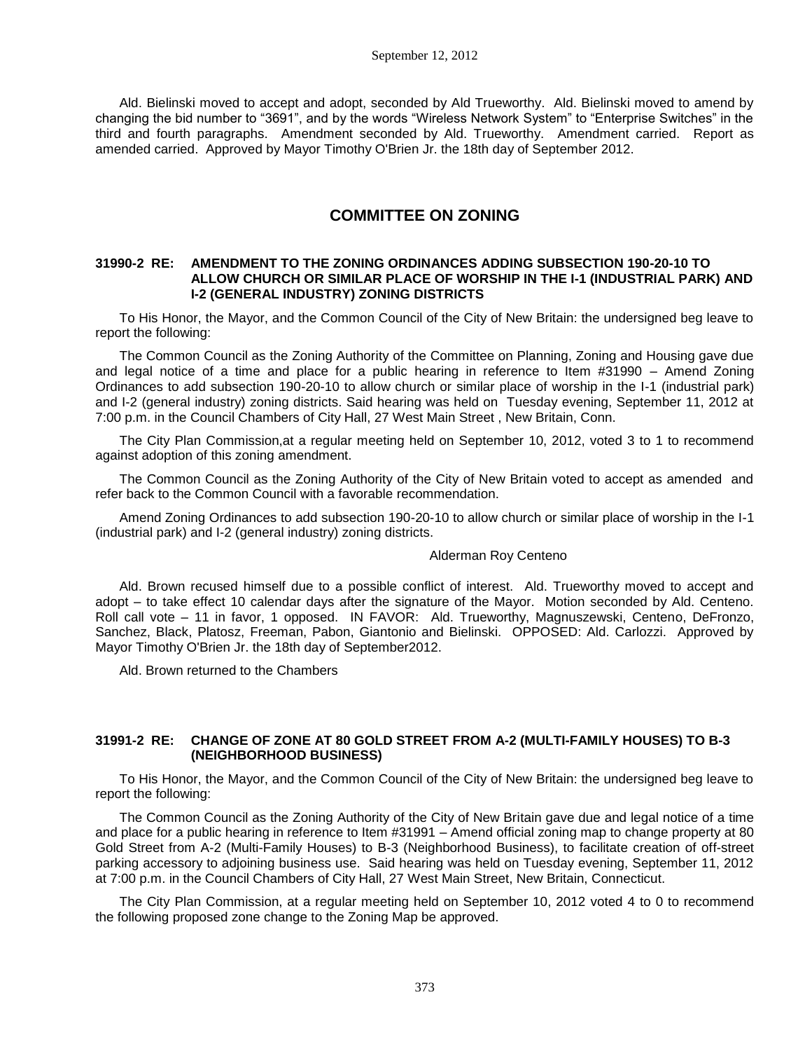Ald. Bielinski moved to accept and adopt, seconded by Ald Trueworthy. Ald. Bielinski moved to amend by changing the bid number to "3691", and by the words "Wireless Network System" to "Enterprise Switches" in the third and fourth paragraphs. Amendment seconded by Ald. Trueworthy. Amendment carried. Report as amended carried. Approved by Mayor Timothy O'Brien Jr. the 18th day of September 2012.

## COMMITTEE ON ZONING

### 31990-2 RE: AMENDMENT TO THE ZONING ORDINANCES ADDING SUBSECTION 190-20-10 TO ALLOW CHURCH OR SIMILAR PLACE OF WORSHIP IN THE I-1 (INDUSTRIAL PARK) AND I-2 (GENERAL INDUSTRY) ZONING DISTRICTS

To His Honor, the Mayor, and the Common Council of the City of New Britain: the undersigned beg leave to report the following:

The Common Council as the Zoning Authority of the Committee on Planning, Zoning and Housing gave due and legal notice of a time and place for a public hearing in reference to Item #31990 – Amend Zoning Ordinances to add subsection 190-20-10 to allow church or similar place of worship in the I-1 (industrial park) and I-2 (general industry) zoning districts. Said hearing was held on Tuesday evening, September 11, 2012 at 7:00 p.m. in the Council Chambers of City Hall, 27 West Main Street , New Britain, Conn.

The City Plan Commission,at a regular meeting held on September 10, 2012, voted 3 to 1 to recommend against adoption of this zoning amendment.

The Common Council as the Zoning Authority of the City of New Britain voted to accept as amended and refer back to the Common Council with a favorable recommendation.

Amend Zoning Ordinances to add subsection 190-20-10 to allow church or similar place of worship in the I-1 (industrial park) and I-2 (general industry) zoning districts.

Alderman Roy Centeno

Ald. Brown recused himself due to a possible conflict of interest. Ald. Trueworthy moved to accept and adopt – to take effect 10 calendar days after the signature of the Mayor. Motion seconded by Ald. Centeno. Roll call vote – 11 in favor, 1 opposed. IN FAVOR: Ald. Trueworthy, Magnuszewski, Centeno, DeFronzo, Sanchez, Black, Platosz, Freeman, Pabon, Giantonio and Bielinski. OPPOSED: Ald. Carlozzi. Approved by Mayor Timothy O'Brien Jr. the 18th day of September2012.

Ald. Brown returned to the Chambers

### 31991-2 RE: CHANGE OF ZONE AT 80 GOLD STREET FROM A-2 (MULTI-FAMILY HOUSES) TO B-3 (NEIGHBORHOOD BUSINESS)

To His Honor, the Mayor, and the Common Council of the City of New Britain: the undersigned beg leave to report the following:

The Common Council as the Zoning Authority of the City of New Britain gave due and legal notice of a time and place for a public hearing in reference to Item #31991 – Amend official zoning map to change property at 80 Gold Street from A-2 (Multi-Family Houses) to B-3 (Neighborhood Business), to facilitate creation of off-street parking accessory to adjoining business use. Said hearing was held on Tuesday evening, September 11, 2012 at 7:00 p.m. in the Council Chambers of City Hall, 27 West Main Street, New Britain, Connecticut.

The City Plan Commission, at a regular meeting held on September 10, 2012 voted 4 to 0 to recommend the following proposed zone change to the Zoning Map be approved.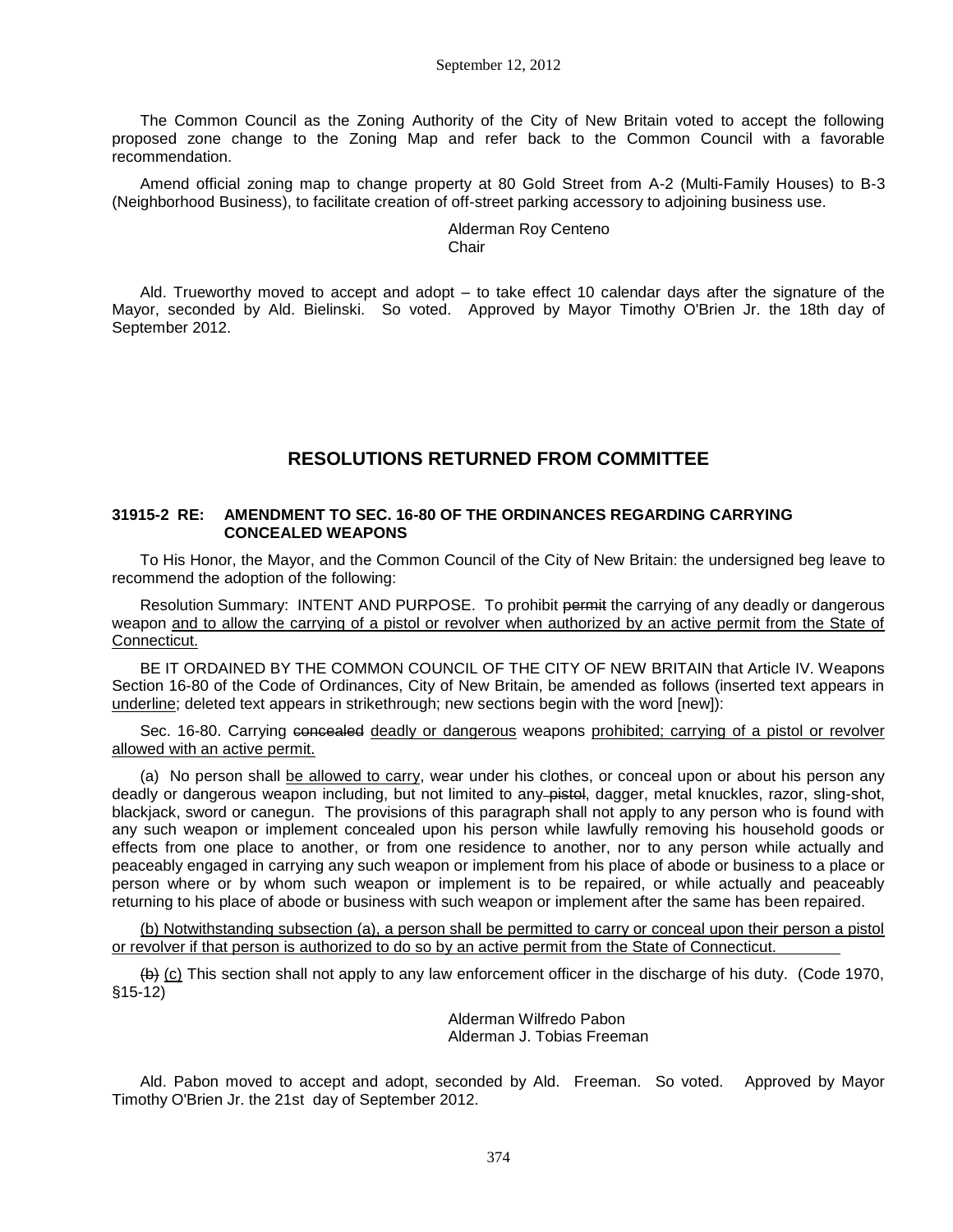The Common Council as the Zoning Authority of the City of New Britain voted to accept the following proposed zone change to the Zoning Map and refer back to the Common Council with a favorable recommendation.

Amend official zoning map to change property at 80 Gold Street from A-2 (Multi-Family Houses) to B-3 (Neighborhood Business), to facilitate creation of off-street parking accessory to adjoining business use.

Alderman Roy Centeno
Chair

Ald. Trueworthy moved to accept and adopt – to take effect 10 calendar days after the signature of the Mayor, seconded by Ald. Bielinski. So voted. Approved by Mayor Timothy O'Brien Jr. the 18th day of September 2012.

## RESOLUTIONS RETURNED FROM COMMITTEE

### 31915-2 RE: AMENDMENT TO SEC. 16-80 OF THE ORDINANCES REGARDING CARRYING CONCEALED WEAPONS

To His Honor, the Mayor, and the Common Council of the City of New Britain: the undersigned beg leave to recommend the adoption of the following:

Resolution Summary: INTENT AND PURPOSE. To prohibit ~~permit~~ the carrying of any deadly or dangerous weapon <u>and to allow the carrying of a pistol or revolver when authorized by an active permit from the State of Connecticut.</u>

BE IT ORDAINED BY THE COMMON COUNCIL OF THE CITY OF NEW BRITAIN that Article IV. Weapons Section 16-80 of the Code of Ordinances, City of New Britain, be amended as follows (inserted text appears in <u>underline</u>; deleted text appears in strikethrough; new sections begin with the word [new]):

Sec. 16-80. Carrying ~~concealed~~ <u>deadly or dangerous</u> weapons <u>prohibited; carrying of a pistol or revolver allowed with an active permit.</u>

(a) No person shall <u>be allowed to carry</u>, wear under his clothes, or conceal upon or about his person any deadly or dangerous weapon including, but not limited to any ~~pistol~~, dagger, metal knuckles, razor, sling-shot, blackjack, sword or canegun. The provisions of this paragraph shall not apply to any person who is found with any such weapon or implement concealed upon his person while lawfully removing his household goods or effects from one place to another, or from one residence to another, nor to any person while actually and peaceably engaged in carrying any such weapon or implement from his place of abode or business to a place or person where or by whom such weapon or implement is to be repaired, or while actually and peaceably returning to his place of abode or business with such weapon or implement after the same has been repaired.

<u>(b) Notwithstanding subsection (a), a person shall be permitted to carry or conceal upon their person a pistol or revolver if that person is authorized to do so by an active permit from the State of Connecticut.</u>

~~(b)~~ <u>(c)</u> This section shall not apply to any law enforcement officer in the discharge of his duty. (Code 1970, §15-12)

Alderman Wilfredo Pabon
Alderman J. Tobias Freeman

Ald. Pabon moved to accept and adopt, seconded by Ald. Freeman. So voted. Approved by Mayor Timothy O'Brien Jr. the 21st day of September 2012.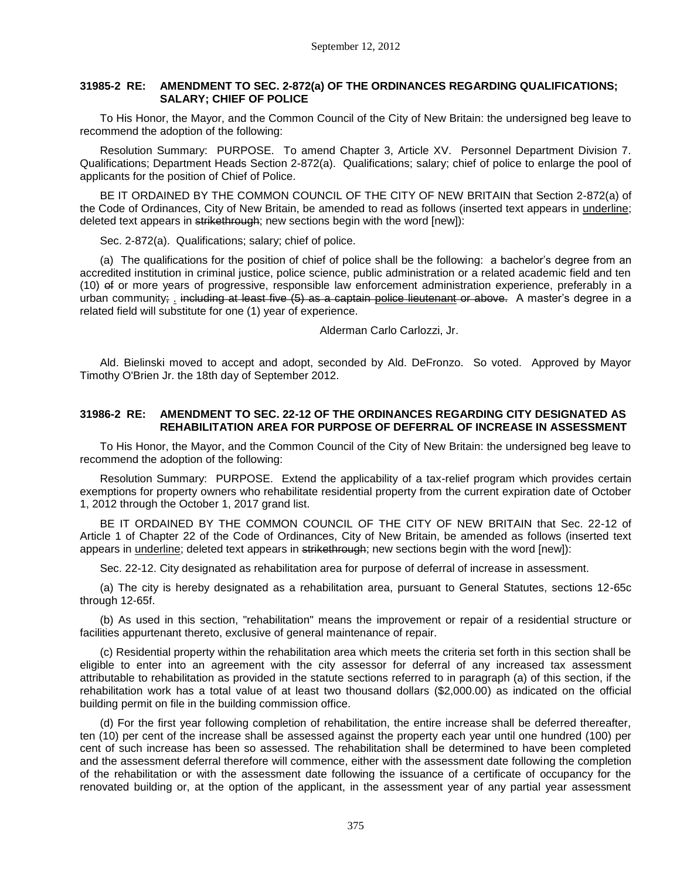**31985-2 RE: AMENDMENT TO SEC. 2-872(a) OF THE ORDINANCES REGARDING QUALIFICATIONS; SALARY; CHIEF OF POLICE**

To His Honor, the Mayor, and the Common Council of the City of New Britain: the undersigned beg leave to recommend the adoption of the following:

Resolution Summary: PURPOSE. To amend Chapter 3, Article XV. Personnel Department Division 7. Qualifications; Department Heads Section 2-872(a). Qualifications; salary; chief of police to enlarge the pool of applicants for the position of Chief of Police.

BE IT ORDAINED BY THE COMMON COUNCIL OF THE CITY OF NEW BRITAIN that Section 2-872(a) of the Code of Ordinances, City of New Britain, be amended to read as follows (inserted text appears in <u>underline</u>; deleted text appears in ~~strikethrough~~; new sections begin with the word [new]):

Sec. 2-872(a). Qualifications; salary; chief of police.

(a) The qualifications for the position of chief of police shall be the following: a bachelor's degree from an accredited institution in criminal justice, police science, public administration or a related academic field and ten (10) ~~of~~ or more years of progressive, responsible law enforcement administration experience, preferably in a urban community~~;~~ <u>.</u> ~~including at least five (5) as a captain~~ <u>police lieutenant</u> ~~or above.~~ A master's degree in a related field will substitute for one (1) year of experience.

Alderman Carlo Carlozzi, Jr.

Ald. Bielinski moved to accept and adopt, seconded by Ald. DeFronzo. So voted. Approved by Mayor Timothy O'Brien Jr. the 18th day of September 2012.

**31986-2 RE: AMENDMENT TO SEC. 22-12 OF THE ORDINANCES REGARDING CITY DESIGNATED AS REHABILITATION AREA FOR PURPOSE OF DEFERRAL OF INCREASE IN ASSESSMENT**

To His Honor, the Mayor, and the Common Council of the City of New Britain: the undersigned beg leave to recommend the adoption of the following:

Resolution Summary: PURPOSE. Extend the applicability of a tax-relief program which provides certain exemptions for property owners who rehabilitate residential property from the current expiration date of October 1, 2012 through the October 1, 2017 grand list.

BE IT ORDAINED BY THE COMMON COUNCIL OF THE CITY OF NEW BRITAIN that Sec. 22-12 of Article 1 of Chapter 22 of the Code of Ordinances, City of New Britain, be amended as follows (inserted text appears in <u>underline</u>; deleted text appears in ~~strikethrough~~; new sections begin with the word [new]):

Sec. 22-12. City designated as rehabilitation area for purpose of deferral of increase in assessment.

(a) The city is hereby designated as a rehabilitation area, pursuant to General Statutes, sections 12-65c through 12-65f.

(b) As used in this section, "rehabilitation" means the improvement or repair of a residential structure or facilities appurtenant thereto, exclusive of general maintenance of repair.

(c) Residential property within the rehabilitation area which meets the criteria set forth in this section shall be eligible to enter into an agreement with the city assessor for deferral of any increased tax assessment attributable to rehabilitation as provided in the statute sections referred to in paragraph (a) of this section, if the rehabilitation work has a total value of at least two thousand dollars ($2,000.00) as indicated on the official building permit on file in the building commission office.

(d) For the first year following completion of rehabilitation, the entire increase shall be deferred thereafter, ten (10) per cent of the increase shall be assessed against the property each year until one hundred (100) per cent of such increase has been so assessed. The rehabilitation shall be determined to have been completed and the assessment deferral therefore will commence, either with the assessment date following the completion of the rehabilitation or with the assessment date following the issuance of a certificate of occupancy for the renovated building or, at the option of the applicant, in the assessment year of any partial year assessment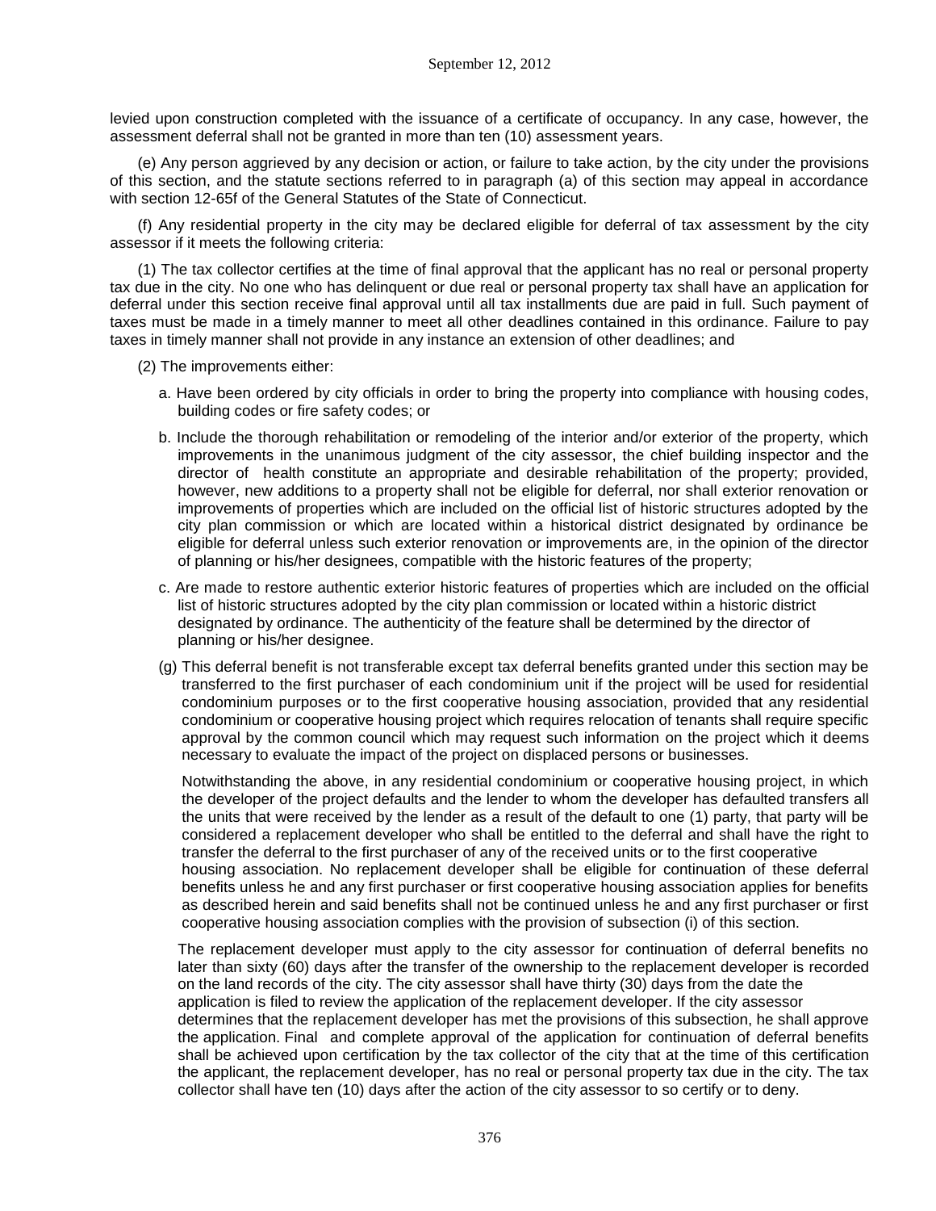levied upon construction completed with the issuance of a certificate of occupancy. In any case, however, the assessment deferral shall not be granted in more than ten (10) assessment years.

(e) Any person aggrieved by any decision or action, or failure to take action, by the city under the provisions of this section, and the statute sections referred to in paragraph (a) of this section may appeal in accordance with section 12-65f of the General Statutes of the State of Connecticut.

(f) Any residential property in the city may be declared eligible for deferral of tax assessment by the city assessor if it meets the following criteria:

(1) The tax collector certifies at the time of final approval that the applicant has no real or personal property tax due in the city. No one who has delinquent or due real or personal property tax shall have an application for deferral under this section receive final approval until all tax installments due are paid in full. Such payment of taxes must be made in a timely manner to meet all other deadlines contained in this ordinance. Failure to pay taxes in timely manner shall not provide in any instance an extension of other deadlines; and

(2) The improvements either:

a. Have been ordered by city officials in order to bring the property into compliance with housing codes, building codes or fire safety codes; or

b. Include the thorough rehabilitation or remodeling of the interior and/or exterior of the property, which improvements in the unanimous judgment of the city assessor, the chief building inspector and the director of health constitute an appropriate and desirable rehabilitation of the property; provided, however, new additions to a property shall not be eligible for deferral, nor shall exterior renovation or improvements of properties which are included on the official list of historic structures adopted by the city plan commission or which are located within a historical district designated by ordinance be eligible for deferral unless such exterior renovation or improvements are, in the opinion of the director of planning or his/her designees, compatible with the historic features of the property;

c. Are made to restore authentic exterior historic features of properties which are included on the official list of historic structures adopted by the city plan commission or located within a historic district designated by ordinance. The authenticity of the feature shall be determined by the director of planning or his/her designee.

(g) This deferral benefit is not transferable except tax deferral benefits granted under this section may be transferred to the first purchaser of each condominium unit if the project will be used for residential condominium purposes or to the first cooperative housing association, provided that any residential condominium or cooperative housing project which requires relocation of tenants shall require specific approval by the common council which may request such information on the project which it deems necessary to evaluate the impact of the project on displaced persons or businesses.

Notwithstanding the above, in any residential condominium or cooperative housing project, in which the developer of the project defaults and the lender to whom the developer has defaulted transfers all the units that were received by the lender as a result of the default to one (1) party, that party will be considered a replacement developer who shall be entitled to the deferral and shall have the right to transfer the deferral to the first purchaser of any of the received units or to the first cooperative housing association. No replacement developer shall be eligible for continuation of these deferral benefits unless he and any first purchaser or first cooperative housing association applies for benefits as described herein and said benefits shall not be continued unless he and any first purchaser or first cooperative housing association complies with the provision of subsection (i) of this section.

The replacement developer must apply to the city assessor for continuation of deferral benefits no later than sixty (60) days after the transfer of the ownership to the replacement developer is recorded on the land records of the city. The city assessor shall have thirty (30) days from the date the application is filed to review the application of the replacement developer. If the city assessor determines that the replacement developer has met the provisions of this subsection, he shall approve the application. Final and complete approval of the application for continuation of deferral benefits shall be achieved upon certification by the tax collector of the city that at the time of this certification the applicant, the replacement developer, has no real or personal property tax due in the city. The tax collector shall have ten (10) days after the action of the city assessor to so certify or to deny.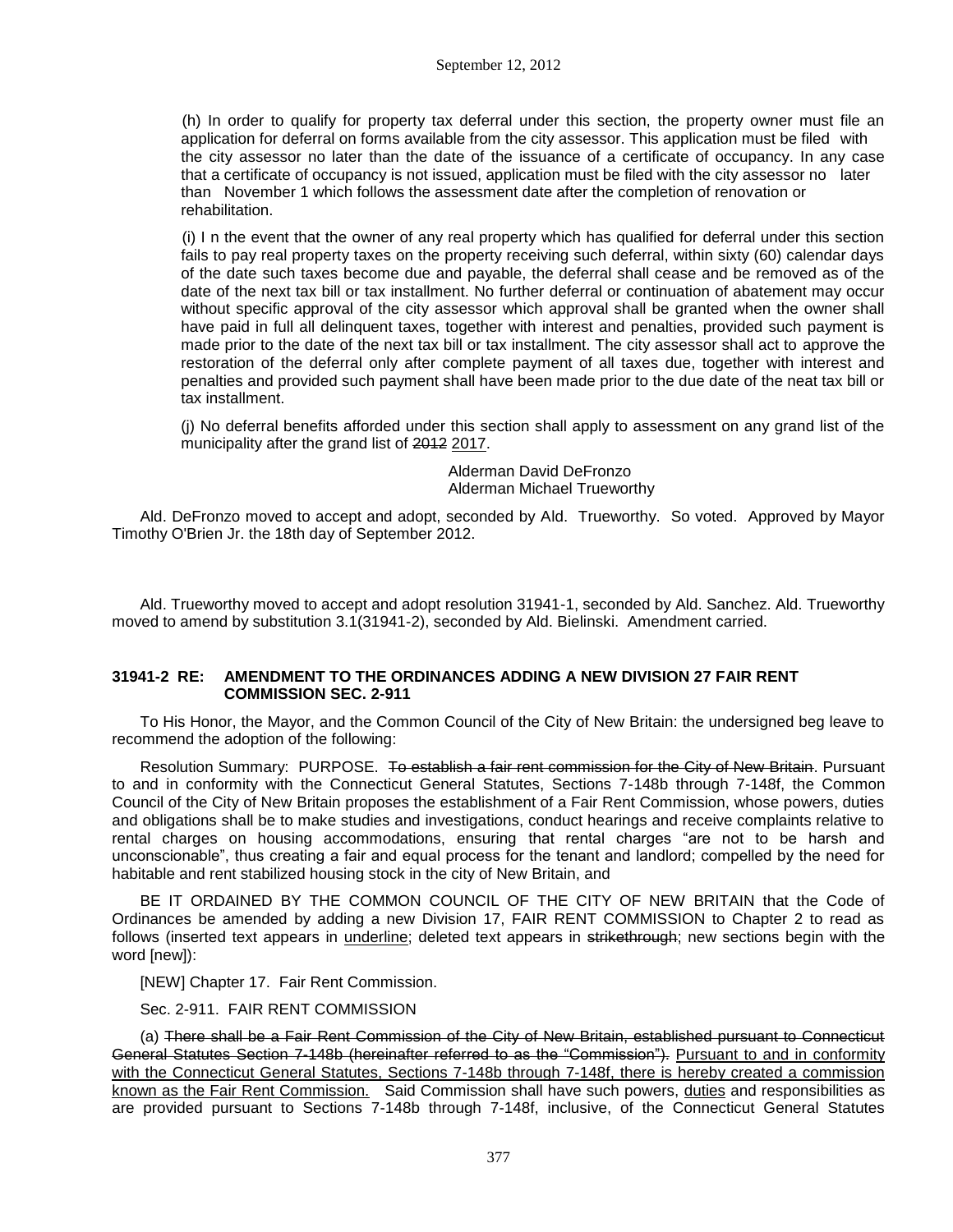(h) In order to qualify for property tax deferral under this section, the property owner must file an application for deferral on forms available from the city assessor. This application must be filed with the city assessor no later than the date of the issuance of a certificate of occupancy. In any case that a certificate of occupancy is not issued, application must be filed with the city assessor no later than November 1 which follows the assessment date after the completion of renovation or rehabilitation.

(i) I n the event that the owner of any real property which has qualified for deferral under this section fails to pay real property taxes on the property receiving such deferral, within sixty (60) calendar days of the date such taxes become due and payable, the deferral shall cease and be removed as of the date of the next tax bill or tax installment. No further deferral or continuation of abatement may occur without specific approval of the city assessor which approval shall be granted when the owner shall have paid in full all delinquent taxes, together with interest and penalties, provided such payment is made prior to the date of the next tax bill or tax installment. The city assessor shall act to approve the restoration of the deferral only after complete payment of all taxes due, together with interest and penalties and provided such payment shall have been made prior to the due date of the neat tax bill or tax installment.

(j) No deferral benefits afforded under this section shall apply to assessment on any grand list of the municipality after the grand list of ~~2012~~ <u>2017</u>.

Alderman David DeFronzo
Alderman Michael Trueworthy

Ald. DeFronzo moved to accept and adopt, seconded by Ald. Trueworthy. So voted. Approved by Mayor Timothy O'Brien Jr. the 18th day of September 2012.

Ald. Trueworthy moved to accept and adopt resolution 31941-1, seconded by Ald. Sanchez. Ald. Trueworthy moved to amend by substitution 3.1(31941-2), seconded by Ald. Bielinski. Amendment carried.

**31941-2 RE: AMENDMENT TO THE ORDINANCES ADDING A NEW DIVISION 27 FAIR RENT COMMISSION SEC. 2-911**

To His Honor, the Mayor, and the Common Council of the City of New Britain: the undersigned beg leave to recommend the adoption of the following:

Resolution Summary: PURPOSE. ~~To establish a fair rent commission for the City of New Britain~~. Pursuant to and in conformity with the Connecticut General Statutes, Sections 7-148b through 7-148f, the Common Council of the City of New Britain proposes the establishment of a Fair Rent Commission, whose powers, duties and obligations shall be to make studies and investigations, conduct hearings and receive complaints relative to rental charges on housing accommodations, ensuring that rental charges "are not to be harsh and unconscionable", thus creating a fair and equal process for the tenant and landlord; compelled by the need for habitable and rent stabilized housing stock in the city of New Britain, and

BE IT ORDAINED BY THE COMMON COUNCIL OF THE CITY OF NEW BRITAIN that the Code of Ordinances be amended by adding a new Division 17, FAIR RENT COMMISSION to Chapter 2 to read as follows (inserted text appears in <u>underline</u>; deleted text appears in ~~strikethrough~~; new sections begin with the word [new]):

[NEW] Chapter 17. Fair Rent Commission.

Sec. 2-911. FAIR RENT COMMISSION

(a) ~~There shall be a Fair Rent Commission of the City of New Britain, established pursuant to Connecticut General Statutes Section 7-148b (hereinafter referred to as the "Commission").~~ <u>Pursuant to and in conformity with the Connecticut General Statutes, Sections 7-148b through 7-148f, there is hereby created a commission known as the Fair Rent Commission.</u> Said Commission shall have such powers, <u>duties</u> and responsibilities as are provided pursuant to Sections 7-148b through 7-148f, inclusive, of the Connecticut General Statutes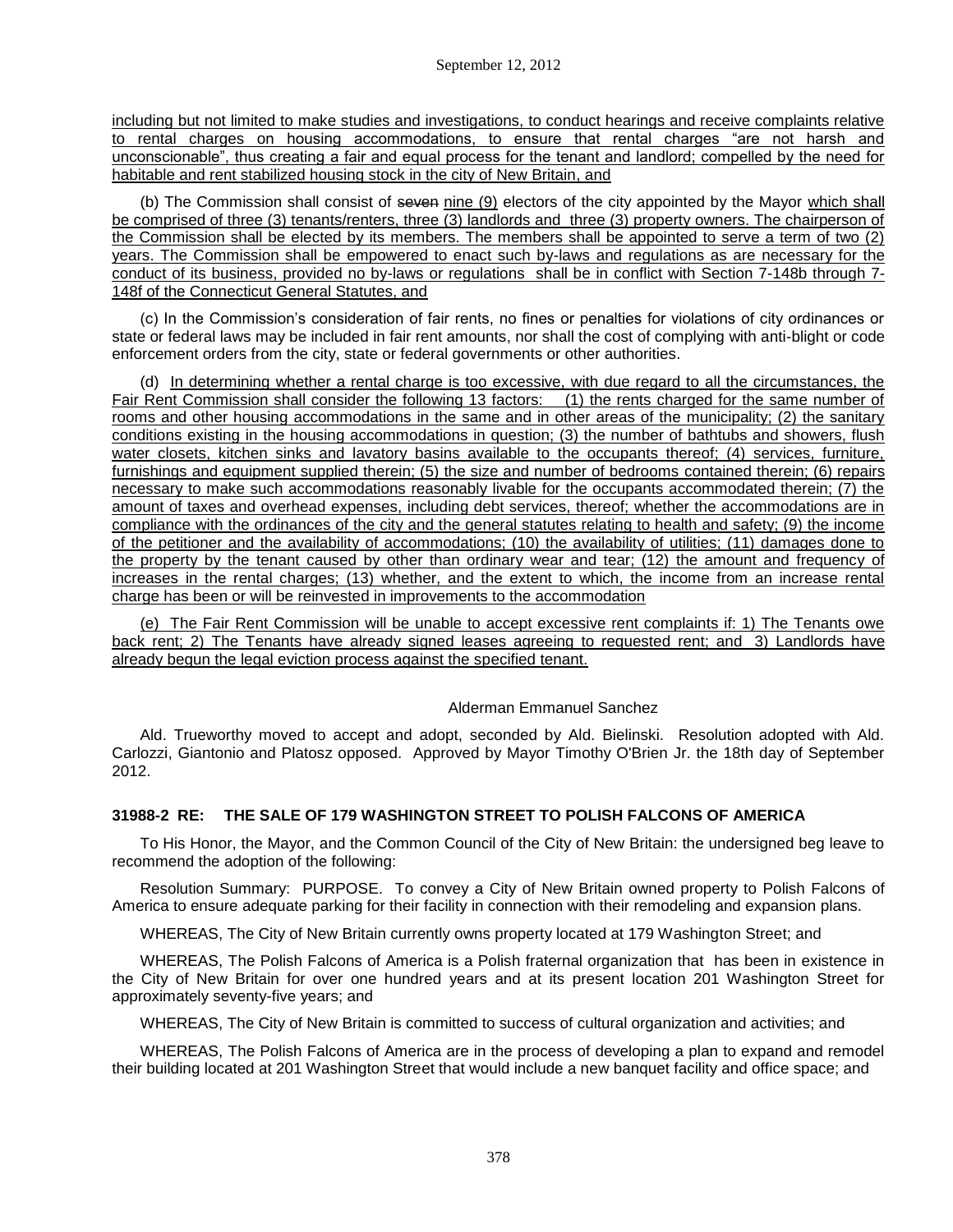including but not limited to make studies and investigations, to conduct hearings and receive complaints relative to rental charges on housing accommodations, to ensure that rental charges "are not harsh and unconscionable", thus creating a fair and equal process for the tenant and landlord; compelled by the need for habitable and rent stabilized housing stock in the city of New Britain, and

(b) The Commission shall consist of ~~seven~~ nine (9) electors of the city appointed by the Mayor which shall be comprised of three (3) tenants/renters, three (3) landlords and three (3) property owners. The chairperson of the Commission shall be elected by its members. The members shall be appointed to serve a term of two (2) years. The Commission shall be empowered to enact such by-laws and regulations as are necessary for the conduct of its business, provided no by-laws or regulations shall be in conflict with Section 7-148b through 7-148f of the Connecticut General Statutes, and

(c) In the Commission's consideration of fair rents, no fines or penalties for violations of city ordinances or state or federal laws may be included in fair rent amounts, nor shall the cost of complying with anti-blight or code enforcement orders from the city, state or federal governments or other authorities.

(d) In determining whether a rental charge is too excessive, with due regard to all the circumstances, the Fair Rent Commission shall consider the following 13 factors: (1) the rents charged for the same number of rooms and other housing accommodations in the same and in other areas of the municipality; (2) the sanitary conditions existing in the housing accommodations in question; (3) the number of bathtubs and showers, flush water closets, kitchen sinks and lavatory basins available to the occupants thereof; (4) services, furniture, furnishings and equipment supplied therein; (5) the size and number of bedrooms contained therein; (6) repairs necessary to make such accommodations reasonably livable for the occupants accommodated therein; (7) the amount of taxes and overhead expenses, including debt services, thereof; whether the accommodations are in compliance with the ordinances of the city and the general statutes relating to health and safety; (9) the income of the petitioner and the availability of accommodations; (10) the availability of utilities; (11) damages done to the property by the tenant caused by other than ordinary wear and tear; (12) the amount and frequency of increases in the rental charges; (13) whether, and the extent to which, the income from an increase rental charge has been or will be reinvested in improvements to the accommodation

(e) The Fair Rent Commission will be unable to accept excessive rent complaints if: 1) The Tenants owe back rent; 2) The Tenants have already signed leases agreeing to requested rent; and 3) Landlords have already begun the legal eviction process against the specified tenant.

Alderman Emmanuel Sanchez

Ald. Trueworthy moved to accept and adopt, seconded by Ald. Bielinski. Resolution adopted with Ald. Carlozzi, Giantonio and Platosz opposed. Approved by Mayor Timothy O'Brien Jr. the 18th day of September 2012.

### 31988-2 RE: THE SALE OF 179 WASHINGTON STREET TO POLISH FALCONS OF AMERICA

To His Honor, the Mayor, and the Common Council of the City of New Britain: the undersigned beg leave to recommend the adoption of the following:

Resolution Summary: PURPOSE. To convey a City of New Britain owned property to Polish Falcons of America to ensure adequate parking for their facility in connection with their remodeling and expansion plans.

WHEREAS, The City of New Britain currently owns property located at 179 Washington Street; and

WHEREAS, The Polish Falcons of America is a Polish fraternal organization that has been in existence in the City of New Britain for over one hundred years and at its present location 201 Washington Street for approximately seventy-five years; and

WHEREAS, The City of New Britain is committed to success of cultural organization and activities; and

WHEREAS, The Polish Falcons of America are in the process of developing a plan to expand and remodel their building located at 201 Washington Street that would include a new banquet facility and office space; and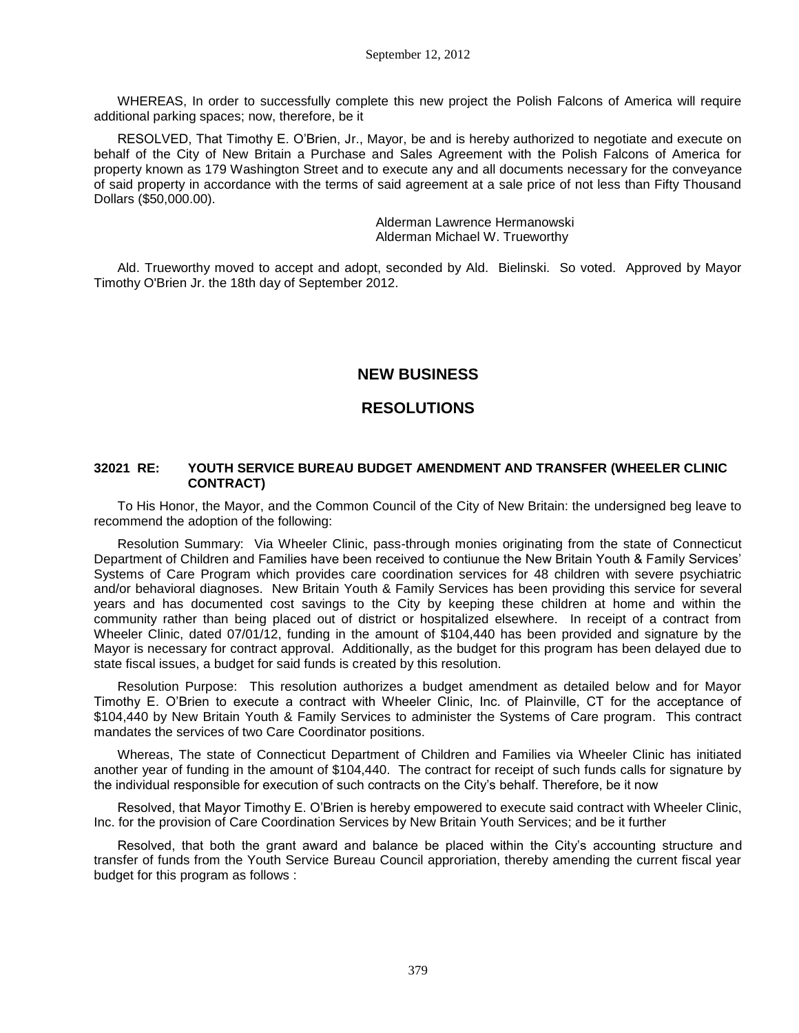WHEREAS, In order to successfully complete this new project the Polish Falcons of America will require additional parking spaces; now, therefore, be it

RESOLVED, That Timothy E. O'Brien, Jr., Mayor, be and is hereby authorized to negotiate and execute on behalf of the City of New Britain a Purchase and Sales Agreement with the Polish Falcons of America for property known as 179 Washington Street and to execute any and all documents necessary for the conveyance of said property in accordance with the terms of said agreement at a sale price of not less than Fifty Thousand Dollars ($50,000.00).

Alderman Lawrence Hermanowski
Alderman Michael W. Trueworthy

Ald. Trueworthy moved to accept and adopt, seconded by Ald. Bielinski. So voted. Approved by Mayor Timothy O'Brien Jr. the 18th day of September 2012.

## NEW BUSINESS

## RESOLUTIONS

### 32021 RE: YOUTH SERVICE BUREAU BUDGET AMENDMENT AND TRANSFER (WHEELER CLINIC CONTRACT)

To His Honor, the Mayor, and the Common Council of the City of New Britain: the undersigned beg leave to recommend the adoption of the following:

Resolution Summary: Via Wheeler Clinic, pass-through monies originating from the state of Connecticut Department of Children and Families have been received to contiunue the New Britain Youth & Family Services' Systems of Care Program which provides care coordination services for 48 children with severe psychiatric and/or behavioral diagnoses. New Britain Youth & Family Services has been providing this service for several years and has documented cost savings to the City by keeping these children at home and within the community rather than being placed out of district or hospitalized elsewhere. In receipt of a contract from Wheeler Clinic, dated 07/01/12, funding in the amount of $104,440 has been provided and signature by the Mayor is necessary for contract approval. Additionally, as the budget for this program has been delayed due to state fiscal issues, a budget for said funds is created by this resolution.

Resolution Purpose: This resolution authorizes a budget amendment as detailed below and for Mayor Timothy E. O'Brien to execute a contract with Wheeler Clinic, Inc. of Plainville, CT for the acceptance of $104,440 by New Britain Youth & Family Services to administer the Systems of Care program. This contract mandates the services of two Care Coordinator positions.

Whereas, The state of Connecticut Department of Children and Families via Wheeler Clinic has initiated another year of funding in the amount of $104,440. The contract for receipt of such funds calls for signature by the individual responsible for execution of such contracts on the City's behalf. Therefore, be it now

Resolved, that Mayor Timothy E. O'Brien is hereby empowered to execute said contract with Wheeler Clinic, Inc. for the provision of Care Coordination Services by New Britain Youth Services; and be it further

Resolved, that both the grant award and balance be placed within the City's accounting structure and transfer of funds from the Youth Service Bureau Council approriation, thereby amending the current fiscal year budget for this program as follows :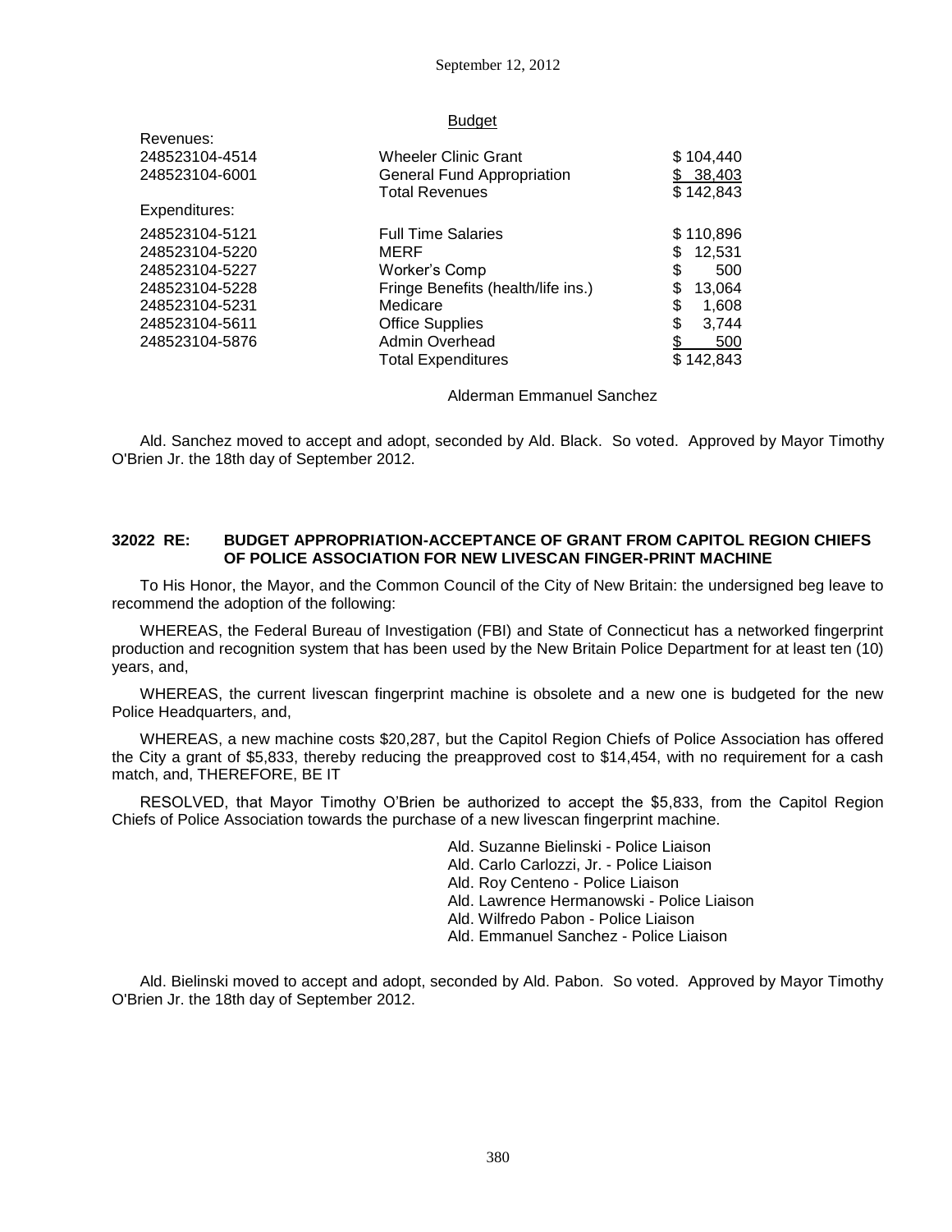Budget

| | | |
|---|---|---|
| Revenues: | | |
| 248523104-4514 | Wheeler Clinic Grant | $ 104,440 |
| 248523104-6001 | General Fund Appropriation | $ 38,403 |
| | Total Revenues | $ 142,843 |
| Expenditures: | | |
| 248523104-5121 | Full Time Salaries | $ 110,896 |
| 248523104-5220 | MERF | $ 12,531 |
| 248523104-5227 | Worker's Comp | $ 500 |
| 248523104-5228 | Fringe Benefits (health/life ins.) | $ 13,064 |
| 248523104-5231 | Medicare | $ 1,608 |
| 248523104-5611 | Office Supplies | $ 3,744 |
| 248523104-5876 | Admin Overhead | $ 500 |
| | Total Expenditures | $ 142,843 |

Alderman Emmanuel Sanchez

Ald. Sanchez moved to accept and adopt, seconded by Ald. Black. So voted. Approved by Mayor Timothy O'Brien Jr. the 18th day of September 2012.

**32022 RE: BUDGET APPROPRIATION-ACCEPTANCE OF GRANT FROM CAPITOL REGION CHIEFS OF POLICE ASSOCIATION FOR NEW LIVESCAN FINGER-PRINT MACHINE**

To His Honor, the Mayor, and the Common Council of the City of New Britain: the undersigned beg leave to recommend the adoption of the following:

WHEREAS, the Federal Bureau of Investigation (FBI) and State of Connecticut has a networked fingerprint production and recognition system that has been used by the New Britain Police Department for at least ten (10) years, and,

WHEREAS, the current livescan fingerprint machine is obsolete and a new one is budgeted for the new Police Headquarters, and,

WHEREAS, a new machine costs $20,287, but the Capitol Region Chiefs of Police Association has offered the City a grant of $5,833, thereby reducing the preapproved cost to $14,454, with no requirement for a cash match, and, THEREFORE, BE IT

RESOLVED, that Mayor Timothy O'Brien be authorized to accept the $5,833, from the Capitol Region Chiefs of Police Association towards the purchase of a new livescan fingerprint machine.

Ald. Suzanne Bielinski - Police Liaison
Ald. Carlo Carlozzi, Jr. - Police Liaison
Ald. Roy Centeno - Police Liaison
Ald. Lawrence Hermanowski - Police Liaison
Ald. Wilfredo Pabon - Police Liaison
Ald. Emmanuel Sanchez - Police Liaison

Ald. Bielinski moved to accept and adopt, seconded by Ald. Pabon. So voted. Approved by Mayor Timothy O'Brien Jr. the 18th day of September 2012.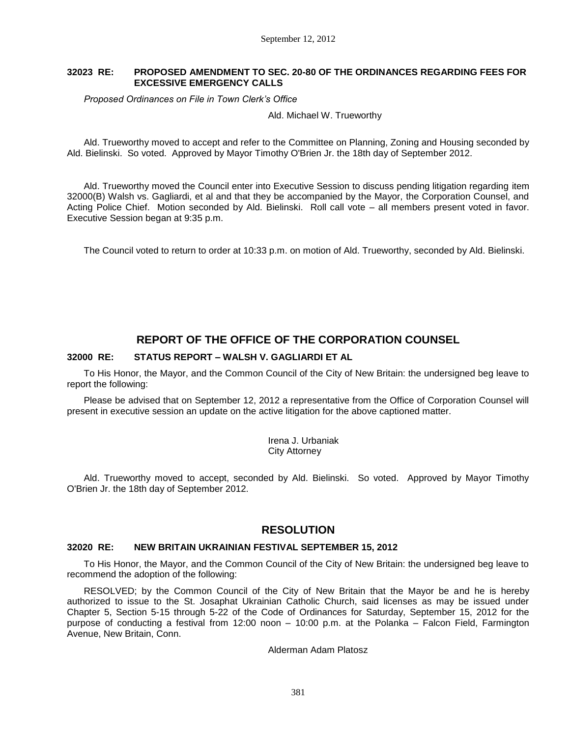**32023 RE: PROPOSED AMENDMENT TO SEC. 20-80 OF THE ORDINANCES REGARDING FEES FOR EXCESSIVE EMERGENCY CALLS**

*Proposed Ordinances on File in Town Clerk's Office*

Ald. Michael W. Trueworthy

Ald. Trueworthy moved to accept and refer to the Committee on Planning, Zoning and Housing seconded by Ald. Bielinski. So voted. Approved by Mayor Timothy O'Brien Jr. the 18th day of September 2012.

Ald. Trueworthy moved the Council enter into Executive Session to discuss pending litigation regarding item 32000(B) Walsh vs. Gagliardi, et al and that they be accompanied by the Mayor, the Corporation Counsel, and Acting Police Chief. Motion seconded by Ald. Bielinski. Roll call vote – all members present voted in favor. Executive Session began at 9:35 p.m.

The Council voted to return to order at 10:33 p.m. on motion of Ald. Trueworthy, seconded by Ald. Bielinski.

## REPORT OF THE OFFICE OF THE CORPORATION COUNSEL

**32000 RE: STATUS REPORT – WALSH V. GAGLIARDI ET AL**

To His Honor, the Mayor, and the Common Council of the City of New Britain: the undersigned beg leave to report the following:

Please be advised that on September 12, 2012 a representative from the Office of Corporation Counsel will present in executive session an update on the active litigation for the above captioned matter.

Irena J. Urbaniak
City Attorney

Ald. Trueworthy moved to accept, seconded by Ald. Bielinski. So voted. Approved by Mayor Timothy O'Brien Jr. the 18th day of September 2012.

## RESOLUTION

**32020 RE: NEW BRITAIN UKRAINIAN FESTIVAL SEPTEMBER 15, 2012**

To His Honor, the Mayor, and the Common Council of the City of New Britain: the undersigned beg leave to recommend the adoption of the following:

RESOLVED; by the Common Council of the City of New Britain that the Mayor be and he is hereby authorized to issue to the St. Josaphat Ukrainian Catholic Church, said licenses as may be issued under Chapter 5, Section 5-15 through 5-22 of the Code of Ordinances for Saturday, September 15, 2012 for the purpose of conducting a festival from 12:00 noon – 10:00 p.m. at the Polanka – Falcon Field, Farmington Avenue, New Britain, Conn.

Alderman Adam Platosz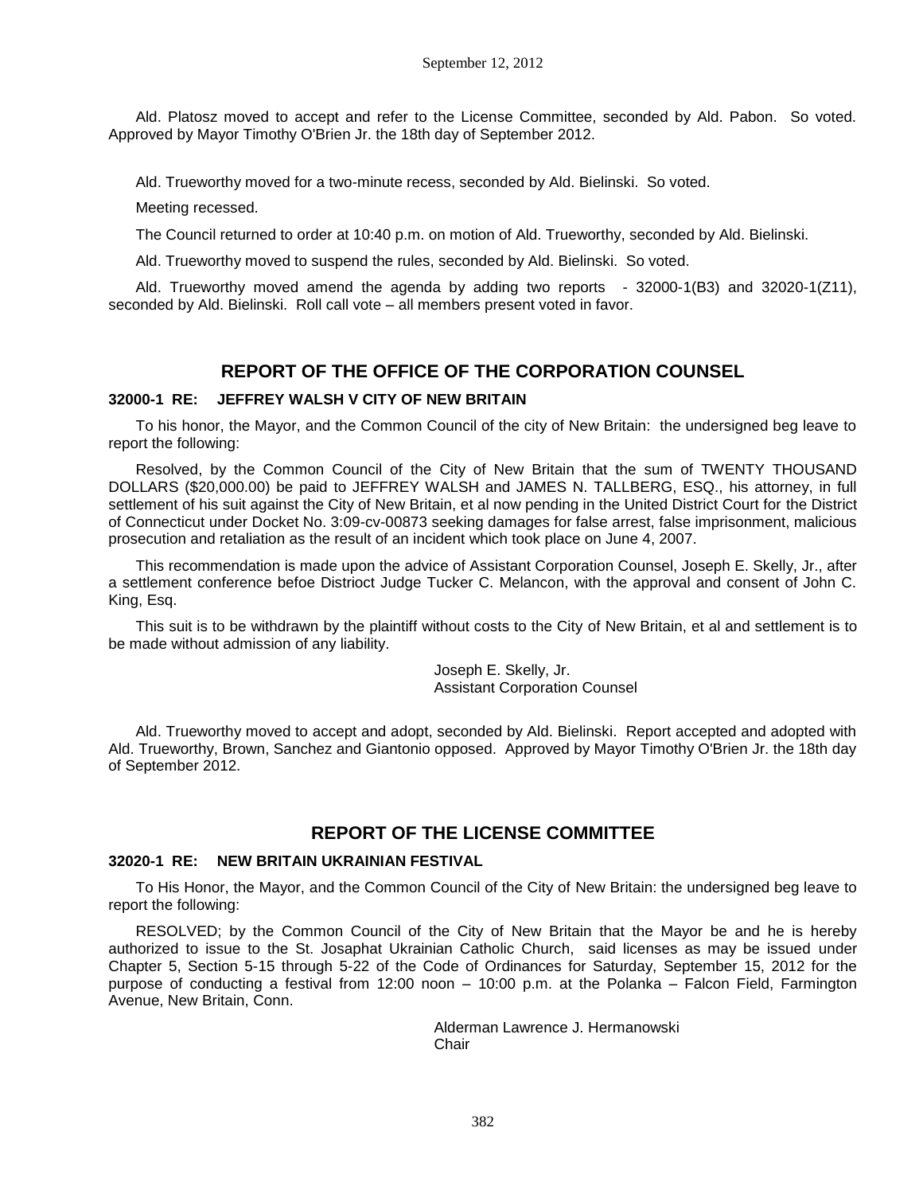Ald. Platosz moved to accept and refer to the License Committee, seconded by Ald. Pabon. So voted. Approved by Mayor Timothy O'Brien Jr. the 18th day of September 2012.

Ald. Trueworthy moved for a two-minute recess, seconded by Ald. Bielinski. So voted.

Meeting recessed.

The Council returned to order at 10:40 p.m. on motion of Ald. Trueworthy, seconded by Ald. Bielinski.

Ald. Trueworthy moved to suspend the rules, seconded by Ald. Bielinski. So voted.

Ald. Trueworthy moved amend the agenda by adding two reports - 32000-1(B3) and 32020-1(Z11), seconded by Ald. Bielinski. Roll call vote – all members present voted in favor.

## REPORT OF THE OFFICE OF THE CORPORATION COUNSEL

### 32000-1 RE: JEFFREY WALSH V CITY OF NEW BRITAIN

To his honor, the Mayor, and the Common Council of the city of New Britain: the undersigned beg leave to report the following:

Resolved, by the Common Council of the City of New Britain that the sum of TWENTY THOUSAND DOLLARS ($20,000.00) be paid to JEFFREY WALSH and JAMES N. TALLBERG, ESQ., his attorney, in full settlement of his suit against the City of New Britain, et al now pending in the United District Court for the District of Connecticut under Docket No. 3:09-cv-00873 seeking damages for false arrest, false imprisonment, malicious prosecution and retaliation as the result of an incident which took place on June 4, 2007.

This recommendation is made upon the advice of Assistant Corporation Counsel, Joseph E. Skelly, Jr., after a settlement conference befoe Districot Judge Tucker C. Melancon, with the approval and consent of John C. King, Esq.

This suit is to be withdrawn by the plaintiff without costs to the City of New Britain, et al and settlement is to be made without admission of any liability.

Joseph E. Skelly, Jr.
Assistant Corporation Counsel

Ald. Trueworthy moved to accept and adopt, seconded by Ald. Bielinski. Report accepted and adopted with Ald. Trueworthy, Brown, Sanchez and Giantonio opposed. Approved by Mayor Timothy O'Brien Jr. the 18th day of September 2012.

## REPORT OF THE LICENSE COMMITTEE

### 32020-1 RE: NEW BRITAIN UKRAINIAN FESTIVAL

To His Honor, the Mayor, and the Common Council of the City of New Britain: the undersigned beg leave to report the following:

RESOLVED; by the Common Council of the City of New Britain that the Mayor be and he is hereby authorized to issue to the St. Josaphat Ukrainian Catholic Church, said licenses as may be issued under Chapter 5, Section 5-15 through 5-22 of the Code of Ordinances for Saturday, September 15, 2012 for the purpose of conducting a festival from 12:00 noon – 10:00 p.m. at the Polanka – Falcon Field, Farmington Avenue, New Britain, Conn.

Alderman Lawrence J. Hermanowski
Chair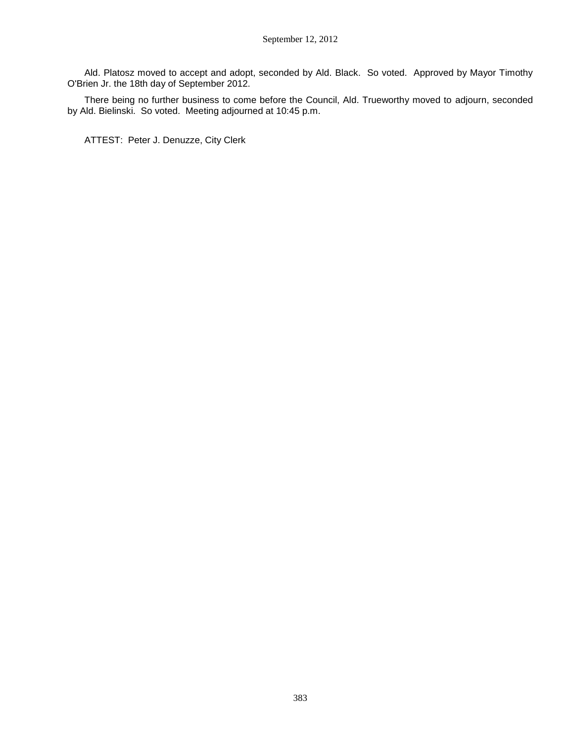Ald. Platosz moved to accept and adopt, seconded by Ald. Black. So voted. Approved by Mayor Timothy O'Brien Jr. the 18th day of September 2012.

There being no further business to come before the Council, Ald. Trueworthy moved to adjourn, seconded by Ald. Bielinski. So voted. Meeting adjourned at 10:45 p.m.

ATTEST: Peter J. Denuzze, City Clerk